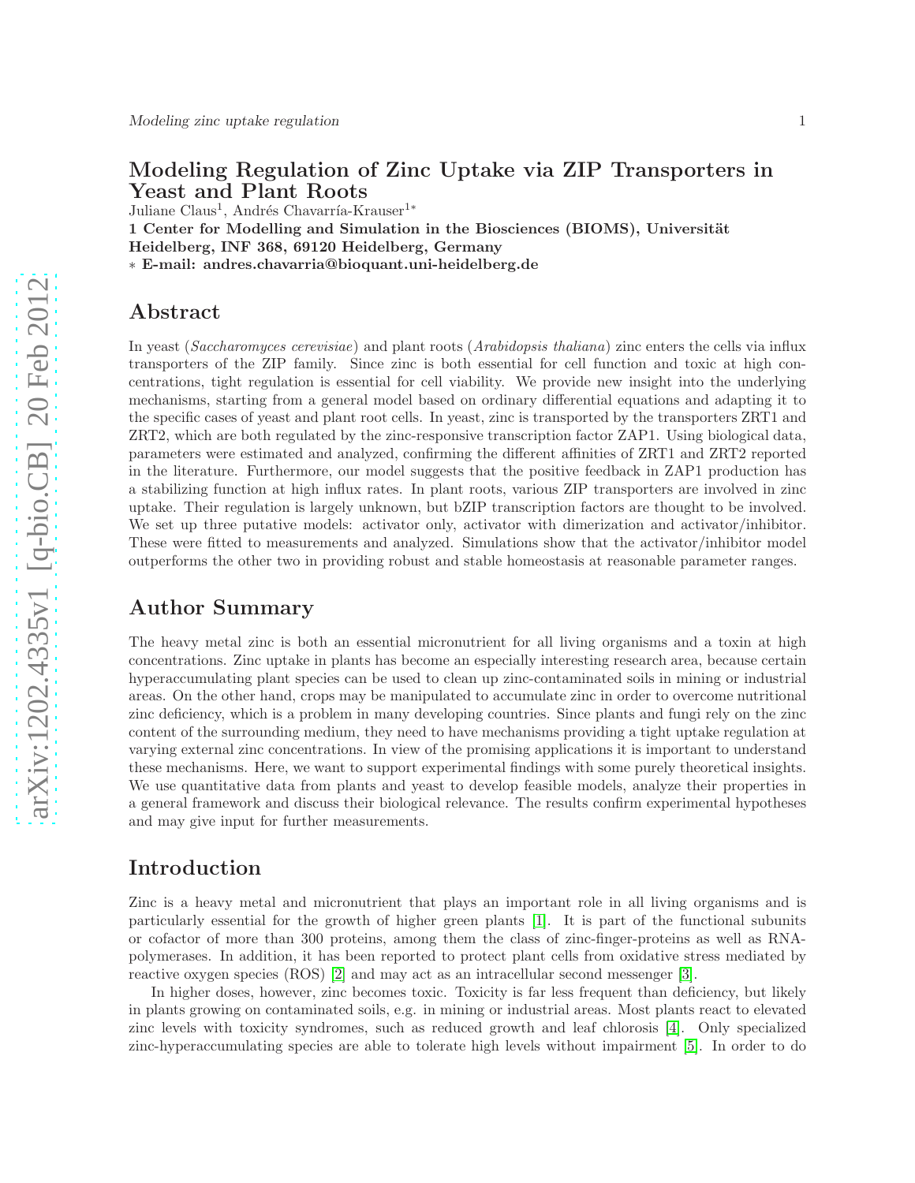# Modeling Regulation of Zinc Uptake via ZIP Transporters in Yeast and Plant Roots

Juliane Claus[1], Andrés Chavarría-Krauser[1*]

**1 Center for Modelling and Simulation in the Biosciences (BIOMS), Universität Heidelberg, INF 368, 69120 Heidelberg, Germany**

∗ **E-mail: andres.chavarria@bioquant.uni-heidelberg.de**

## Abstract

In yeast (*Saccharomyces cerevisiae*) and plant roots (*Arabidopsis thaliana*) zinc enters the cells via influx transporters of the ZIP family. Since zinc is both essential for cell function and toxic at high concentrations, tight regulation is essential for cell viability. We provide new insight into the underlying mechanisms, starting from a general model based on ordinary differential equations and adapting it to the specific cases of yeast and plant root cells. In yeast, zinc is transported by the transporters ZRT1 and ZRT2, which are both regulated by the zinc-responsive transcription factor ZAP1. Using biological data, parameters were estimated and analyzed, confirming the different affinities of ZRT1 and ZRT2 reported in the literature. Furthermore, our model suggests that the positive feedback in ZAP1 production has a stabilizing function at high influx rates. In plant roots, various ZIP transporters are involved in zinc uptake. Their regulation is largely unknown, but bZIP transcription factors are thought to be involved. We set up three putative models: activator only, activator with dimerization and activator/inhibitor. These were fitted to measurements and analyzed. Simulations show that the activator/inhibitor model outperforms the other two in providing robust and stable homeostasis at reasonable parameter ranges.

## Author Summary

The heavy metal zinc is both an essential micronutrient for all living organisms and a toxin at high concentrations. Zinc uptake in plants has become an especially interesting research area, because certain hyperaccumulating plant species can be used to clean up zinc-contaminated soils in mining or industrial areas. On the other hand, crops may be manipulated to accumulate zinc in order to overcome nutritional zinc deficiency, which is a problem in many developing countries. Since plants and fungi rely on the zinc content of the surrounding medium, they need to have mechanisms providing a tight uptake regulation at varying external zinc concentrations. In view of the promising applications it is important to understand these mechanisms. Here, we want to support experimental findings with some purely theoretical insights. We use quantitative data from plants and yeast to develop feasible models, analyze their properties in a general framework and discuss their biological relevance. The results confirm experimental hypotheses and may give input for further measurements.

## Introduction

Zinc is a heavy metal and micronutrient that plays an important role in all living organisms and is particularly essential for the growth of higher green plants [1]. It is part of the functional subunits or cofactor of more than 300 proteins, among them the class of zinc-finger-proteins as well as RNA-polymerases. In addition, it has been reported to protect plant cells from oxidative stress mediated by reactive oxygen species (ROS) [2] and may act as an intracellular second messenger [3].

In higher doses, however, zinc becomes toxic. Toxicity is far less frequent than deficiency, but likely in plants growing on contaminated soils, e.g. in mining or industrial areas. Most plants react to elevated zinc levels with toxicity syndromes, such as reduced growth and leaf chlorosis [4]. Only specialized zinc-hyperaccumulating species are able to tolerate high levels without impairment [5]. In order to do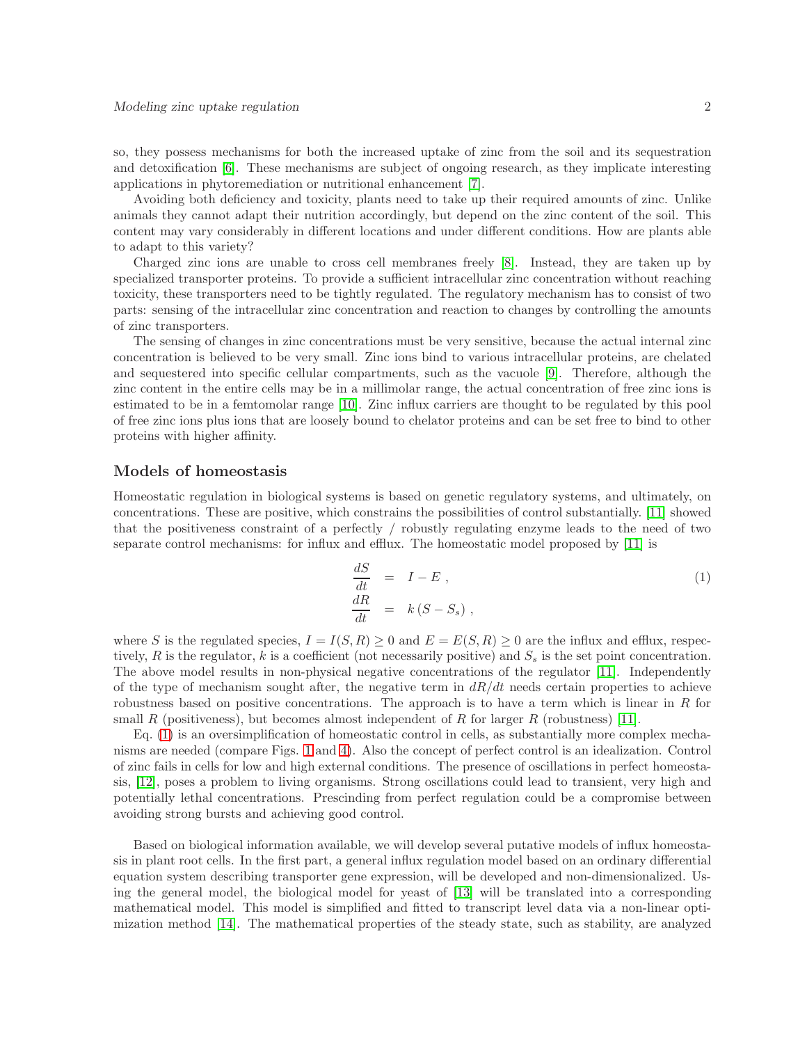so, they possess mechanisms for both the increased uptake of zinc from the soil and its sequestration and detoxification [6]. These mechanisms are subject of ongoing research, as they implicate interesting applications in phytoremediation or nutritional enhancement [7].

Avoiding both deficiency and toxicity, plants need to take up their required amounts of zinc. Unlike animals they cannot adapt their nutrition accordingly, but depend on the zinc content of the soil. This content may vary considerably in different locations and under different conditions. How are plants able to adapt to this variety?

Charged zinc ions are unable to cross cell membranes freely [8]. Instead, they are taken up by specialized transporter proteins. To provide a sufficient intracellular zinc concentration without reaching toxicity, these transporters need to be tightly regulated. The regulatory mechanism has to consist of two parts: sensing of the intracellular zinc concentration and reaction to changes by controlling the amounts of zinc transporters.

The sensing of changes in zinc concentrations must be very sensitive, because the actual internal zinc concentration is believed to be very small. Zinc ions bind to various intracellular proteins, are chelated and sequestered into specific cellular compartments, such as the vacuole [9]. Therefore, although the zinc content in the entire cells may be in a millimolar range, the actual concentration of free zinc ions is estimated to be in a femtomolar range [10]. Zinc influx carriers are thought to be regulated by this pool of free zinc ions plus ions that are loosely bound to chelator proteins and can be set free to bind to other proteins with higher affinity.

## Models of homeostasis

Homeostatic regulation in biological systems is based on genetic regulatory systems, and ultimately, on concentrations. These are positive, which constrains the possibilities of control substantially. [11] showed that the positiveness constraint of a perfectly / robustly regulating enzyme leads to the need of two separate control mechanisms: for influx and efflux. The homeostatic model proposed by [11] is

$$
\begin{aligned}
\frac{dS}{dt} &= I - E\,, \\
\frac{dR}{dt} &= k\,(S - S_s)\,,
\end{aligned}
\tag{1}
$$

where $S$ is the regulated species, $I = I(S, R) \geq 0$ and $E = E(S, R) \geq 0$ are the influx and efflux, respectively, $R$ is the regulator, $k$ is a coefficient (not necessarily positive) and $S_s$ is the set point concentration. The above model results in non-physical negative concentrations of the regulator [11]. Independently of the type of mechanism sought after, the negative term in $dR/dt$ needs certain properties to achieve robustness based on positive concentrations. The approach is to have a term which is linear in $R$ for small $R$ (positiveness), but becomes almost independent of $R$ for larger $R$ (robustness) [11].

Eq. (1) is an oversimplification of homeostatic control in cells, as substantially more complex mechanisms are needed (compare Figs. 1 and 4). Also the concept of perfect control is an idealization. Control of zinc fails in cells for low and high external conditions. The presence of oscillations in perfect homeostasis, [12], poses a problem to living organisms. Strong oscillations could lead to transient, very high and potentially lethal concentrations. Prescinding from perfect regulation could be a compromise between avoiding strong bursts and achieving good control.

Based on biological information available, we will develop several putative models of influx homeostasis in plant root cells. In the first part, a general influx regulation model based on an ordinary differential equation system describing transporter gene expression, will be developed and non-dimensionalized. Using the general model, the biological model for yeast of [13] will be translated into a corresponding mathematical model. This model is simplified and fitted to transcript level data via a non-linear optimization method [14]. The mathematical properties of the steady state, such as stability, are analyzed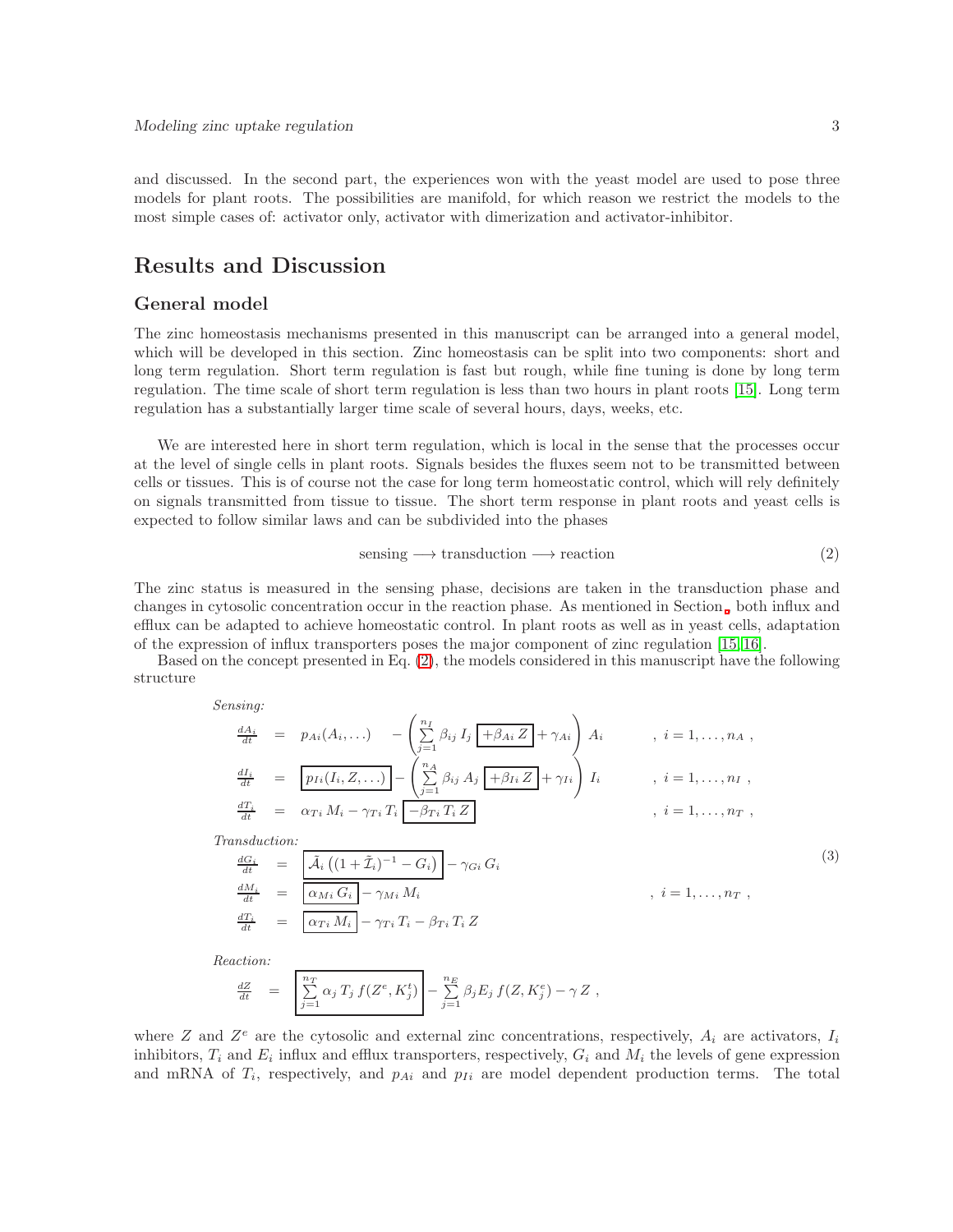and discussed. In the second part, the experiences won with the yeast model are used to pose three models for plant roots. The possibilities are manifold, for which reason we restrict the models to the most simple cases of: activator only, activator with dimerization and activator-inhibitor.

# Results and Discussion

## General model

The zinc homeostasis mechanisms presented in this manuscript can be arranged into a general model, which will be developed in this section. Zinc homeostasis can be split into two components: short and long term regulation. Short term regulation is fast but rough, while fine tuning is done by long term regulation. The time scale of short term regulation is less than two hours in plant roots [15]. Long term regulation has a substantially larger time scale of several hours, days, weeks, etc.

We are interested here in short term regulation, which is local in the sense that the processes occur at the level of single cells in plant roots. Signals besides the fluxes seem not to be transmitted between cells or tissues. This is of course not the case for long term homeostatic control, which will rely definitely on signals transmitted from tissue to tissue. The short term response in plant roots and yeast cells is expected to follow similar laws and can be subdivided into the phases

$$\text{sensing} \longrightarrow \text{transduction} \longrightarrow \text{reaction} \tag{2}$$

The zinc status is measured in the sensing phase, decisions are taken in the transduction phase and changes in cytosolic concentration occur in the reaction phase. As mentioned in Section , both influx and efflux can be adapted to achieve homeostatic control. In plant roots as well as in yeast cells, adaptation of the expression of influx transporters poses the major component of zinc regulation [15, 16].

Based on the concept presented in Eq. (2), the models considered in this manuscript have the following structure

*Sensing:*

$$
\begin{aligned}
\frac{dA_i}{dt} &= p_{Ai}(A_i, \ldots) - \left( \sum_{j=1}^{n_I} \beta_{ij}\, I_j \boxed{+\beta_{Ai}\, Z} + \gamma_{Ai} \right) A_i \qquad , \; i = 1, \ldots, n_A \;, \\
\frac{dI_i}{dt} &= \boxed{p_{Ii}(I_i, Z, \ldots)} - \left( \sum_{j=1}^{n_A} \beta_{ij}\, A_j \boxed{+\beta_{Ii}\, Z} + \gamma_{Ii} \right) I_i \qquad , \; i = 1, \ldots, n_I \;, \\
\frac{dT_i}{dt} &= \alpha_{Ti}\, M_i - \gamma_{Ti}\, T_i \boxed{-\beta_{Ti}\, T_i\, Z} \qquad , \; i = 1, \ldots, n_T \;,
\end{aligned}
$$

*Transduction:*

$$
\begin{aligned}
\frac{dG_i}{dt} &= \boxed{\tilde{\mathcal{A}}_i \left( (1 + \tilde{\mathcal{I}}_i)^{-1} - G_i \right)} - \gamma_{Gi}\, G_i \\
\frac{dM_i}{dt} &= \boxed{\alpha_{Mi}\, G_i} - \gamma_{Mi}\, M_i \qquad , \; i = 1, \ldots, n_T \;, \\
\frac{dT_i}{dt} &= \boxed{\alpha_{Ti}\, M_i} - \gamma_{Ti}\, T_i - \beta_{Ti}\, T_i\, Z
\end{aligned}
\tag{3}
$$

*Reaction:*

$$
\frac{dZ}{dt} = \boxed{\sum_{j=1}^{n_T} \alpha_j\, T_j\, f(Z^e, K_j^t)} - \sum_{j=1}^{n_E} \beta_j E_j\, f(Z, K_j^e) - \gamma\, Z \;,
$$

where $Z$ and $Z^e$ are the cytosolic and external zinc concentrations, respectively, $A_i$ are activators, $I_i$ inhibitors, $T_i$ and $E_i$ influx and efflux transporters, respectively, $G_i$ and $M_i$ the levels of gene expression and mRNA of $T_i$, respectively, and $p_{Ai}$ and $p_{Ii}$ are model dependent production terms. The total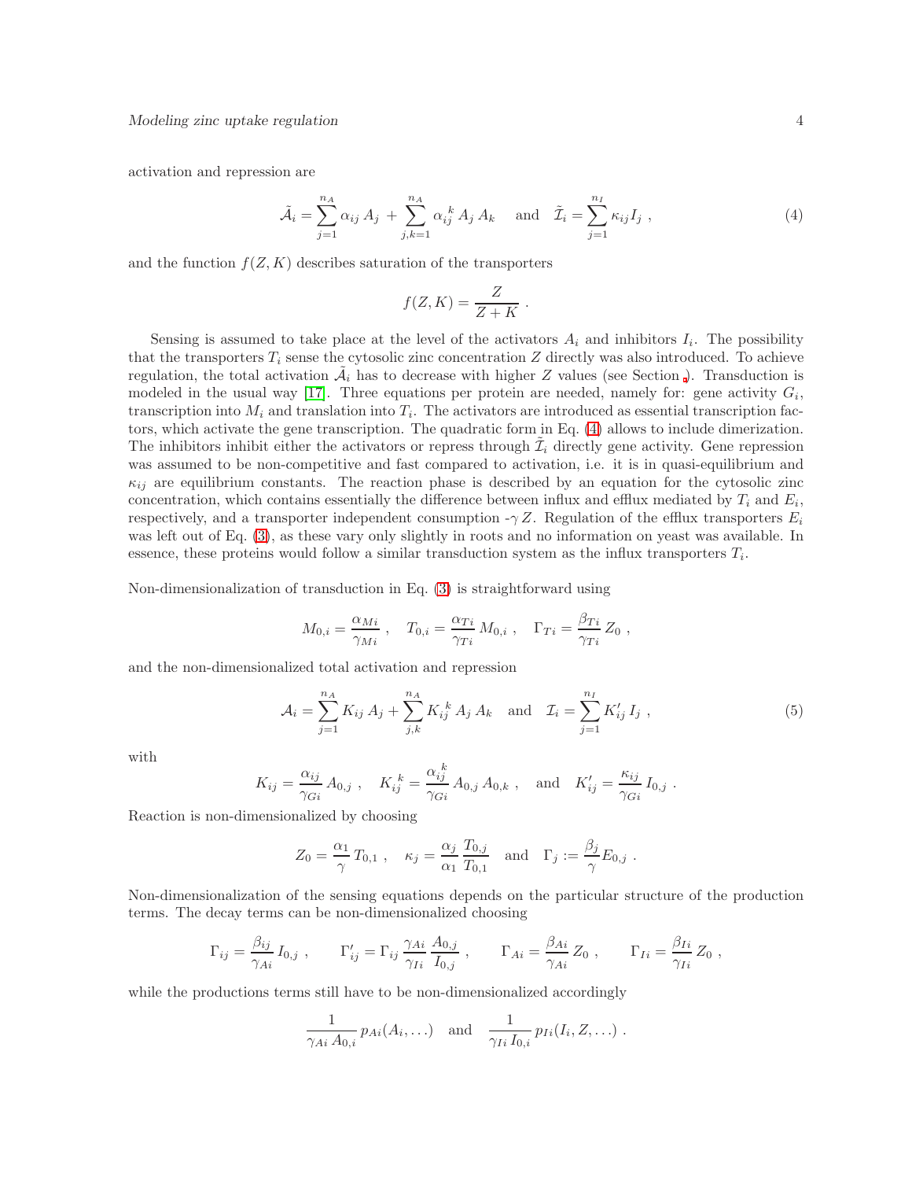activation and repression are

$$\tilde{\mathcal{A}}_i = \sum_{j=1}^{n_A} \alpha_{ij}\, A_j \;+\; \sum_{j,k=1}^{n_A} \alpha_{ij}^{\;k}\, A_j\, A_k \quad \text{and} \quad \tilde{\mathcal{I}}_i = \sum_{j=1}^{n_I} \kappa_{ij} I_j \;, \tag{4}$$

and the function $f(Z, K)$ describes saturation of the transporters

$$f(Z, K) = \frac{Z}{Z + K} \;.$$

Sensing is assumed to take place at the level of the activators $A_i$ and inhibitors $I_i$. The possibility that the transporters $T_i$ sense the cytosolic zinc concentration $Z$ directly was also introduced. To achieve regulation, the total activation $\tilde{\mathcal{A}}_i$ has to decrease with higher $Z$ values (see Section ). Transduction is modeled in the usual way [17]. Three equations per protein are needed, namely for: gene activity $G_i$, transcription into $M_i$ and translation into $T_i$. The activators are introduced as essential transcription factors, which activate the gene transcription. The quadratic form in Eq. (4) allows to include dimerization. The inhibitors inhibit either the activators or repress through $\tilde{\mathcal{I}}_i$ directly gene activity. Gene repression was assumed to be non-competitive and fast compared to activation, i.e. it is in quasi-equilibrium and $\kappa_{ij}$ are equilibrium constants. The reaction phase is described by an equation for the cytosolic zinc concentration, which contains essentially the difference between influx and efflux mediated by $T_i$ and $E_i$, respectively, and a transporter independent consumption $-\gamma\, Z$. Regulation of the efflux transporters $E_i$ was left out of Eq. (3), as these vary only slightly in roots and no information on yeast was available. In essence, these proteins would follow a similar transduction system as the influx transporters $T_i$.

Non-dimensionalization of transduction in Eq. (3) is straightforward using

$$M_{0,i} = \frac{\alpha_{Mi}}{\gamma_{Mi}} \;, \quad T_{0,i} = \frac{\alpha_{Ti}}{\gamma_{Ti}}\, M_{0,i} \;, \quad \Gamma_{Ti} = \frac{\beta_{Ti}}{\gamma_{Ti}}\, Z_0 \;,$$

and the non-dimensionalized total activation and repression

$$\mathcal{A}_i = \sum_{j=1}^{n_A} K_{ij}\, A_j + \sum_{j,k}^{n_A} K_{ij}^{\;k}\, A_j\, A_k \quad \text{and} \quad \mathcal{I}_i = \sum_{j=1}^{n_I} K'_{ij}\, I_j \;, \tag{5}$$

with

$$K_{ij} = \frac{\alpha_{ij}}{\gamma_{Gi}}\, A_{0,j} \;, \quad K_{ij}^{\;k} = \frac{\alpha_{ij}^{\;k}}{\gamma_{Gi}}\, A_{0,j}\, A_{0,k} \;, \quad \text{and} \quad K'_{ij} = \frac{\kappa_{ij}}{\gamma_{Gi}}\, I_{0,j} \;.$$

Reaction is non-dimensionalized by choosing

$$Z_0 = \frac{\alpha_1}{\gamma}\, T_{0,1} \;, \quad \kappa_j = \frac{\alpha_j}{\alpha_1}\, \frac{T_{0,j}}{T_{0,1}} \quad \text{and} \quad \Gamma_j := \frac{\beta_j}{\gamma} E_{0,j} \;.$$

Non-dimensionalization of the sensing equations depends on the particular structure of the production terms. The decay terms can be non-dimensionalized choosing

$$\Gamma_{ij} = \frac{\beta_{ij}}{\gamma_{Ai}}\, I_{0,j} \;, \qquad \Gamma'_{ij} = \Gamma_{ij}\, \frac{\gamma_{Ai}}{\gamma_{Ii}}\, \frac{A_{0,j}}{I_{0,j}} \;, \qquad \Gamma_{Ai} = \frac{\beta_{Ai}}{\gamma_{Ai}}\, Z_0 \;, \qquad \Gamma_{Ii} = \frac{\beta_{Ii}}{\gamma_{Ii}}\, Z_0 \;,$$

while the productions terms still have to be non-dimensionalized accordingly

$$\frac{1}{\gamma_{Ai}\, A_{0,i}}\, p_{Ai}(A_i, \ldots) \quad \text{and} \quad \frac{1}{\gamma_{Ii}\, I_{0,i}}\, p_{Ii}(I_i, Z, \ldots) \;.$$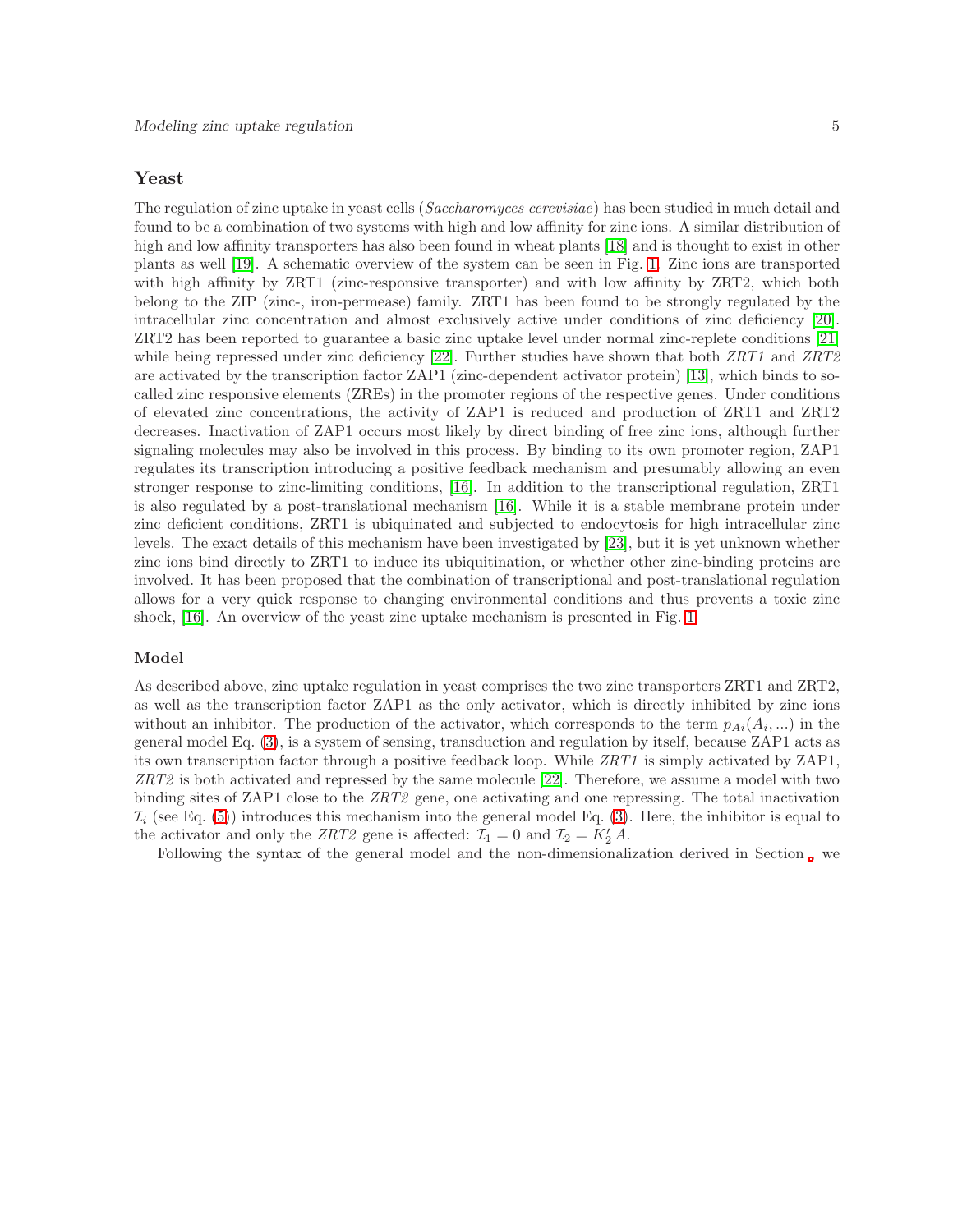## Yeast

The regulation of zinc uptake in yeast cells (*Saccharomyces cerevisiae*) has been studied in much detail and found to be a combination of two systems with high and low affinity for zinc ions. A similar distribution of high and low affinity transporters has also been found in wheat plants [18] and is thought to exist in other plants as well [19]. A schematic overview of the system can be seen in Fig. 1. Zinc ions are transported with high affinity by ZRT1 (zinc-responsive transporter) and with low affinity by ZRT2, which both belong to the ZIP (zinc-, iron-permease) family. ZRT1 has been found to be strongly regulated by the intracellular zinc concentration and almost exclusively active under conditions of zinc deficiency [20]. ZRT2 has been reported to guarantee a basic zinc uptake level under normal zinc-replete conditions [21] while being repressed under zinc deficiency [22]. Further studies have shown that both *ZRT1* and *ZRT2* are activated by the transcription factor ZAP1 (zinc-dependent activator protein) [13], which binds to so-called zinc responsive elements (ZREs) in the promoter regions of the respective genes. Under conditions of elevated zinc concentrations, the activity of ZAP1 is reduced and production of ZRT1 and ZRT2 decreases. Inactivation of ZAP1 occurs most likely by direct binding of free zinc ions, although further signaling molecules may also be involved in this process. By binding to its own promoter region, ZAP1 regulates its transcription introducing a positive feedback mechanism and presumably allowing an even stronger response to zinc-limiting conditions, [16]. In addition to the transcriptional regulation, ZRT1 is also regulated by a post-translational mechanism [16]. While it is a stable membrane protein under zinc deficient conditions, ZRT1 is ubiquinated and subjected to endocytosis for high intracellular zinc levels. The exact details of this mechanism have been investigated by [23], but it is yet unknown whether zinc ions bind directly to ZRT1 to induce its ubiquitination, or whether other zinc-binding proteins are involved. It has been proposed that the combination of transcriptional and post-translational regulation allows for a very quick response to changing environmental conditions and thus prevents a toxic zinc shock, [16]. An overview of the yeast zinc uptake mechanism is presented in Fig. 1.

### Model

As described above, zinc uptake regulation in yeast comprises the two zinc transporters ZRT1 and ZRT2, as well as the transcription factor ZAP1 as the only activator, which is directly inhibited by zinc ions without an inhibitor. The production of the activator, which corresponds to the term $p_{Ai}(A_i, ...)$ in the general model Eq. (3), is a system of sensing, transduction and regulation by itself, because ZAP1 acts as its own transcription factor through a positive feedback loop. While *ZRT1* is simply activated by ZAP1, *ZRT2* is both activated and repressed by the same molecule [22]. Therefore, we assume a model with two binding sites of ZAP1 close to the *ZRT2* gene, one activating and one repressing. The total inactivation $\mathcal{I}_i$ (see Eq. (5)) introduces this mechanism into the general model Eq. (3). Here, the inhibitor is equal to the activator and only the *ZRT2* gene is affected: $\mathcal{I}_1 = 0$ and $\mathcal{I}_2 = K_2' A$.

Following the syntax of the general model and the non-dimensionalization derived in Section , we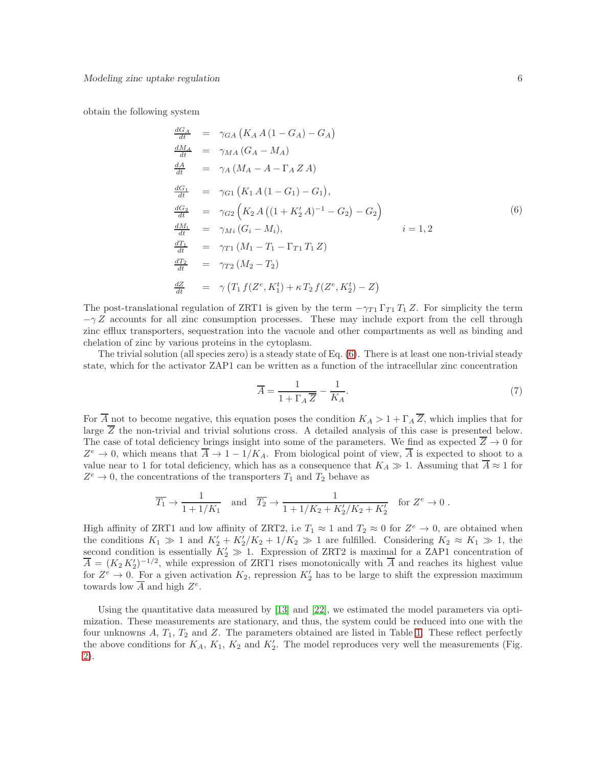obtain the following system

$$
\begin{aligned}
\frac{dG_A}{dt} &= \gamma_{GA}\left(K_A\,A\,(1-G_A)-G_A\right)\\
\frac{dM_A}{dt} &= \gamma_{MA}\,(G_A-M_A)\\
\frac{dA}{dt} &= \gamma_A\,(M_A-A-\Gamma_A\,Z\,A)\\
\frac{dG_1}{dt} &= \gamma_{G1}\left(K_1\,A\,(1-G_1)-G_1\right),\\
\frac{dG_2}{dt} &= \gamma_{G2}\left(K_2\,A\left((1+K_2'\,A)^{-1}-G_2\right)-G_2\right)\\
\frac{dM_i}{dt} &= \gamma_{Mi}\,(G_i-M_i), \qquad\qquad i=1,2\\
\frac{dT_1}{dt} &= \gamma_{T1}\,(M_1-T_1-\Gamma_{T1}\,T_1\,Z)\\
\frac{dT_2}{dt} &= \gamma_{T2}\,(M_2-T_2)\\
\frac{dZ}{dt} &= \gamma\left(T_1\,f(Z^e,K_1^t)+\kappa\,T_2\,f(Z^e,K_2^t)-Z\right)
\end{aligned}
\tag{6}
$$

The post-translational regulation of ZRT1 is given by the term $-\gamma_{T1}\,\Gamma_{T1}\,T_1\,Z$. For simplicity the term $-\gamma\,Z$ accounts for all zinc consumption processes. These may include export from the cell through zinc efflux transporters, sequestration into the vacuole and other compartments as well as binding and chelation of zinc by various proteins in the cytoplasm.

The trivial solution (all species zero) is a steady state of Eq. (6). There is at least one non-trivial steady state, which for the activator ZAP1 can be written as a function of the intracellular zinc concentration

$$
\overline{A} = \frac{1}{1+\Gamma_A\,\overline{Z}} - \frac{1}{K_A}. \tag{7}
$$

For $\overline{A}$ not to become negative, this equation poses the condition $K_A > 1+\Gamma_A\,\overline{Z}$, which implies that for large $\overline{Z}$ the non-trivial and trivial solutions cross. A detailed analysis of this case is presented below. The case of total deficiency brings insight into some of the parameters. We find as expected $\overline{Z}\to 0$ for $Z^e \to 0$, which means that $\overline{A}\to 1-1/K_A$. From biological point of view, $\overline{A}$ is expected to shoot to a value near to 1 for total deficiency, which has as a consequence that $K_A \gg 1$. Assuming that $\overline{A}\approx 1$ for $Z^e\to 0$, the concentrations of the transporters $T_1$ and $T_2$ behave as

$$
\overline{T_1} \to \frac{1}{1+1/K_1} \quad \text{and} \quad \overline{T_2} \to \frac{1}{1+1/K_2+K_2'/K_2+K_2'} \quad \text{for } Z^e \to 0\,.
$$

High affinity of ZRT1 and low affinity of ZRT2, i.e $T_1\approx 1$ and $T_2\approx 0$ for $Z^e\to 0$, are obtained when the conditions $K_1 \gg 1$ and $K_2'+K_2'/K_2+1/K_2 \gg 1$ are fulfilled. Considering $K_2\approx K_1 \gg 1$, the second condition is essentially $K_2' \gg 1$. Expression of ZRT2 is maximal for a ZAP1 concentration of $\overline{A}=(K_2\,K_2')^{-1/2}$, while expression of ZRT1 rises monotonically with $\overline{A}$ and reaches its highest value for $Z^e\to 0$. For a given activation $K_2$, repression $K_2'$ has to be large to shift the expression maximum towards low $\overline{A}$ and high $Z^e$.

Using the quantitative data measured by [13] and [22], we estimated the model parameters via optimization. These measurements are stationary, and thus, the system could be reduced into one with the four unknowns $A$, $T_1$, $T_2$ and $Z$. The parameters obtained are listed in Table 1. These reflect perfectly the above conditions for $K_A$, $K_1$, $K_2$ and $K_2'$. The model reproduces very well the measurements (Fig. 2).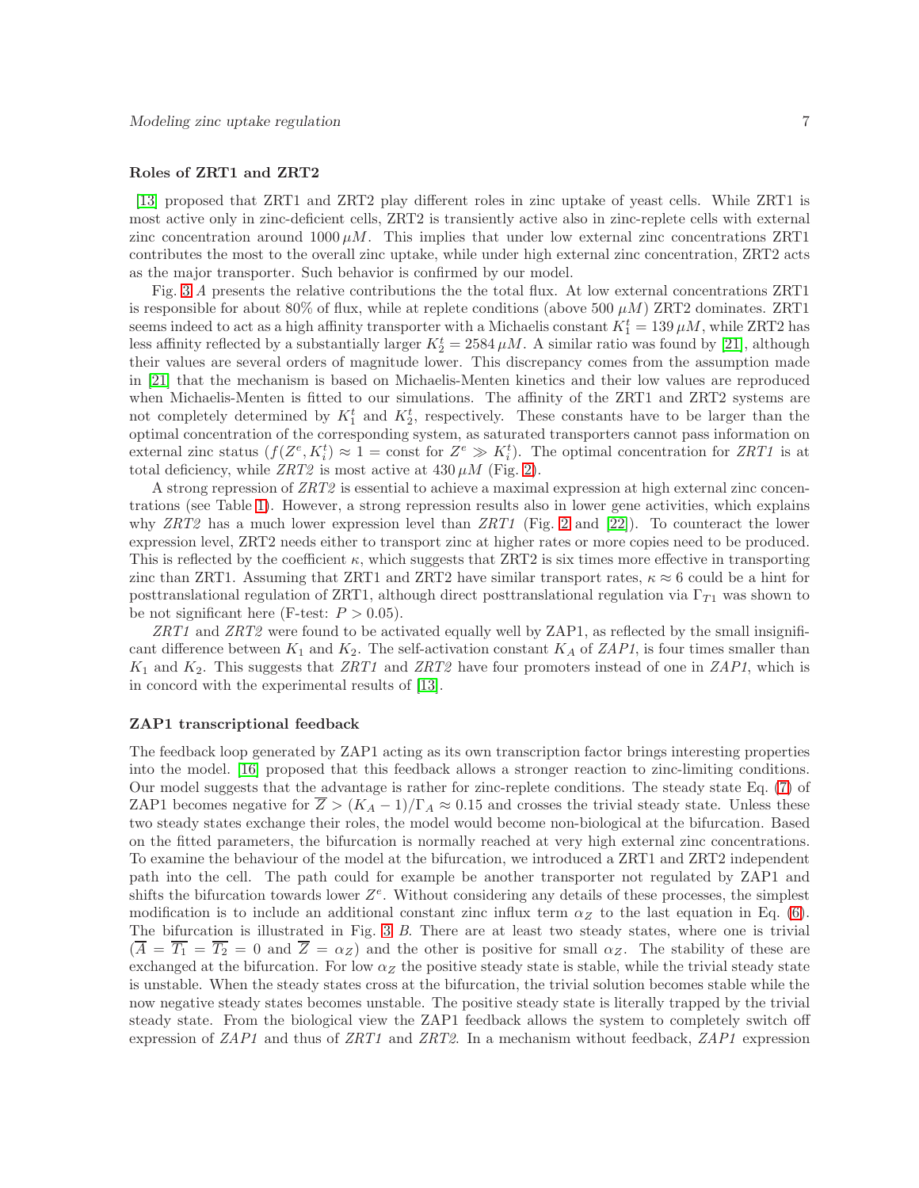### Roles of ZRT1 and ZRT2

[13] proposed that ZRT1 and ZRT2 play different roles in zinc uptake of yeast cells. While ZRT1 is most active only in zinc-deficient cells, ZRT2 is transiently active also in zinc-replete cells with external zinc concentration around $1000\,\mu M$. This implies that under low external zinc concentrations ZRT1 contributes the most to the overall zinc uptake, while under high external zinc concentration, ZRT2 acts as the major transporter. Such behavior is confirmed by our model.

Fig. 3 *A* presents the relative contributions the the total flux. At low external concentrations ZRT1 is responsible for about 80% of flux, while at replete conditions (above $500\,\mu M$) ZRT2 dominates. ZRT1 seems indeed to act as a high affinity transporter with a Michaelis constant $K_1^t = 139\,\mu M$, while ZRT2 has less affinity reflected by a substantially larger $K_2^t = 2584\,\mu M$. A similar ratio was found by [21], although their values are several orders of magnitude lower. This discrepancy comes from the assumption made in [21] that the mechanism is based on Michaelis-Menten kinetics and their low values are reproduced when Michaelis-Menten is fitted to our simulations. The affinity of the ZRT1 and ZRT2 systems are not completely determined by $K_1^t$ and $K_2^t$, respectively. These constants have to be larger than the optimal concentration of the corresponding system, as saturated transporters cannot pass information on external zinc status ($f(Z^e, K_i^t) \approx 1 = \text{const}$ for $Z^e \gg K_i^t$). The optimal concentration for *ZRT1* is at total deficiency, while *ZRT2* is most active at $430\,\mu M$ (Fig. 2).

A strong repression of *ZRT2* is essential to achieve a maximal expression at high external zinc concentrations (see Table 1). However, a strong repression results also in lower gene activities, which explains why *ZRT2* has a much lower expression level than *ZRT1* (Fig. 2 and [22]). To counteract the lower expression level, ZRT2 needs either to transport zinc at higher rates or more copies need to be produced. This is reflected by the coefficient $\kappa$, which suggests that ZRT2 is six times more effective in transporting zinc than ZRT1. Assuming that ZRT1 and ZRT2 have similar transport rates, $\kappa \approx 6$ could be a hint for posttranslational regulation of ZRT1, although direct posttranslational regulation via $\Gamma_{T1}$ was shown to be not significant here (F-test: $P > 0.05$).

*ZRT1* and *ZRT2* were found to be activated equally well by ZAP1, as reflected by the small insignificant difference between $K_1$ and $K_2$. The self-activation constant $K_A$ of *ZAP1*, is four times smaller than $K_1$ and $K_2$. This suggests that *ZRT1* and *ZRT2* have four promoters instead of one in *ZAP1*, which is in concord with the experimental results of [13].

### ZAP1 transcriptional feedback

The feedback loop generated by ZAP1 acting as its own transcription factor brings interesting properties into the model. [16] proposed that this feedback allows a stronger reaction to zinc-limiting conditions. Our model suggests that the advantage is rather for zinc-replete conditions. The steady state Eq. (7) of ZAP1 becomes negative for $\overline{Z} > (K_A - 1)/\Gamma_A \approx 0.15$ and crosses the trivial steady state. Unless these two steady states exchange their roles, the model would become non-biological at the bifurcation. Based on the fitted parameters, the bifurcation is normally reached at very high external zinc concentrations. To examine the behaviour of the model at the bifurcation, we introduced a ZRT1 and ZRT2 independent path into the cell. The path could for example be another transporter not regulated by ZAP1 and shifts the bifurcation towards lower $Z^e$. Without considering any details of these processes, the simplest modification is to include an additional constant zinc influx term $\alpha_Z$ to the last equation in Eq. (6). The bifurcation is illustrated in Fig. 3 *B*. There are at least two steady states, where one is trivial ($\overline{A} = \overline{T_1} = \overline{T_2} = 0$ and $\overline{Z} = \alpha_Z$) and the other is positive for small $\alpha_Z$. The stability of these are exchanged at the bifurcation. For low $\alpha_Z$ the positive steady state is stable, while the trivial steady state is unstable. When the steady states cross at the bifurcation, the trivial solution becomes stable while the now negative steady states becomes unstable. The positive steady state is literally trapped by the trivial steady state. From the biological view the ZAP1 feedback allows the system to completely switch off expression of *ZAP1* and thus of *ZRT1* and *ZRT2*. In a mechanism without feedback, *ZAP1* expression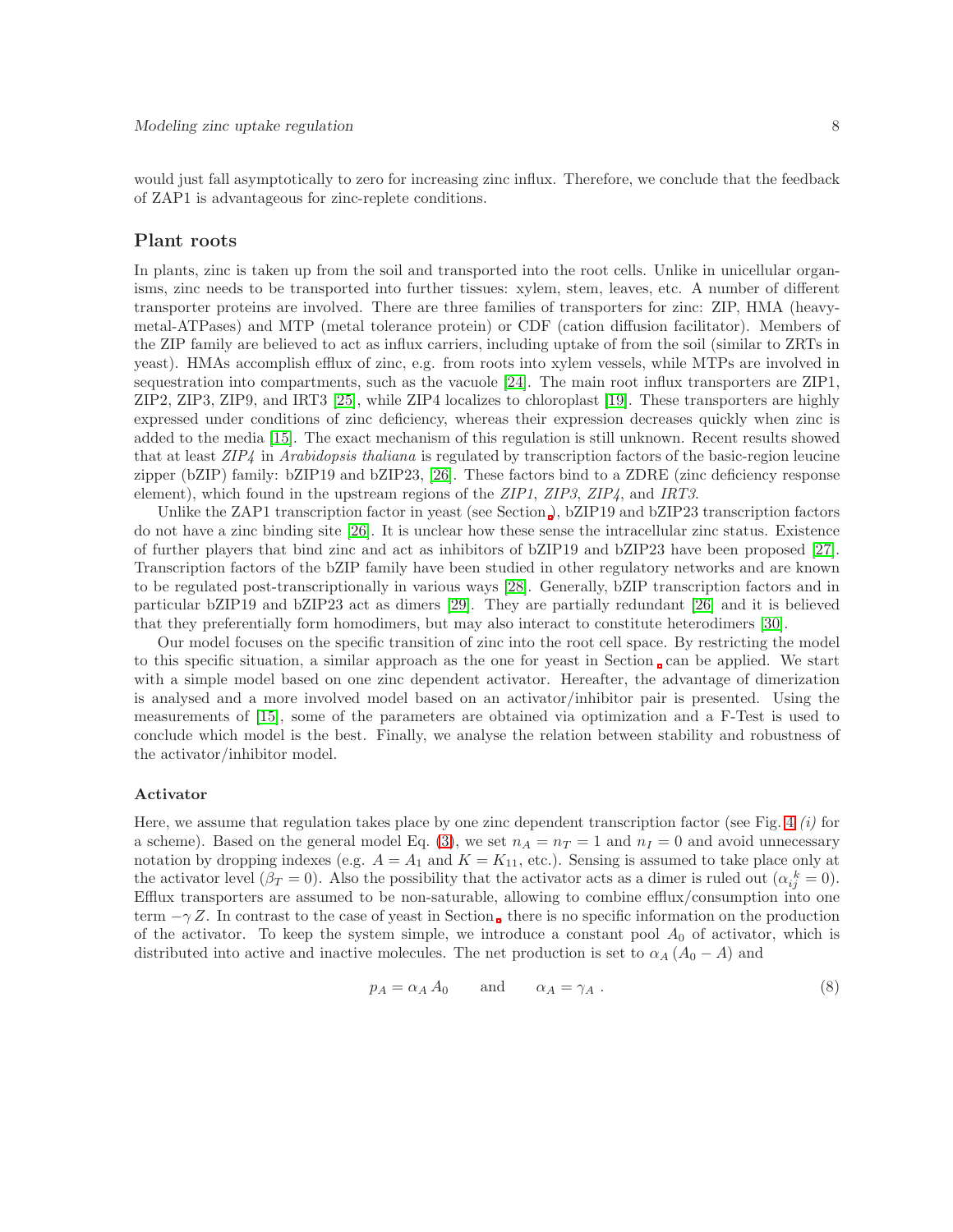would just fall asymptotically to zero for increasing zinc influx. Therefore, we conclude that the feedback of ZAP1 is advantageous for zinc-replete conditions.

## Plant roots

In plants, zinc is taken up from the soil and transported into the root cells. Unlike in unicellular organisms, zinc needs to be transported into further tissues: xylem, stem, leaves, etc. A number of different transporter proteins are involved. There are three families of transporters for zinc: ZIP, HMA (heavy-metal-ATPases) and MTP (metal tolerance protein) or CDF (cation diffusion facilitator). Members of the ZIP family are believed to act as influx carriers, including uptake of from the soil (similar to ZRTs in yeast). HMAs accomplish efflux of zinc, e.g. from roots into xylem vessels, while MTPs are involved in sequestration into compartments, such as the vacuole [24]. The main root influx transporters are ZIP1, ZIP2, ZIP3, ZIP9, and IRT3 [25], while ZIP4 localizes to chloroplast [19]. These transporters are highly expressed under conditions of zinc deficiency, whereas their expression decreases quickly when zinc is added to the media [15]. The exact mechanism of this regulation is still unknown. Recent results showed that at least *ZIP4* in *Arabidopsis thaliana* is regulated by transcription factors of the basic-region leucine zipper (bZIP) family: bZIP19 and bZIP23, [26]. These factors bind to a ZDRE (zinc deficiency response element), which found in the upstream regions of the *ZIP1*, *ZIP3*, *ZIP4*, and *IRT3*.

Unlike the ZAP1 transcription factor in yeast (see Section ), bZIP19 and bZIP23 transcription factors do not have a zinc binding site [26]. It is unclear how these sense the intracellular zinc status. Existence of further players that bind zinc and act as inhibitors of bZIP19 and bZIP23 have been proposed [27]. Transcription factors of the bZIP family have been studied in other regulatory networks and are known to be regulated post-transcriptionally in various ways [28]. Generally, bZIP transcription factors and in particular bZIP19 and bZIP23 act as dimers [29]. They are partially redundant [26] and it is believed that they preferentially form homodimers, but may also interact to constitute heterodimers [30].

Our model focuses on the specific transition of zinc into the root cell space. By restricting the model to this specific situation, a similar approach as the one for yeast in Section can be applied. We start with a simple model based on one zinc dependent activator. Hereafter, the advantage of dimerization is analysed and a more involved model based on an activator/inhibitor pair is presented. Using the measurements of [15], some of the parameters are obtained via optimization and a F-Test is used to conclude which model is the best. Finally, we analyse the relation between stability and robustness of the activator/inhibitor model.

### Activator

Here, we assume that regulation takes place by one zinc dependent transcription factor (see Fig. 4 *(i)* for a scheme). Based on the general model Eq. (3), we set $n_A = n_T = 1$ and $n_I = 0$ and avoid unnecessary notation by dropping indexes (e.g. $A = A_1$ and $K = K_{11}$, etc.). Sensing is assumed to take place only at the activator level ($\beta_T = 0$). Also the possibility that the activator acts as a dimer is ruled out ($\alpha_{ij}^k = 0$). Efflux transporters are assumed to be non-saturable, allowing to combine efflux/consumption into one term $-\gamma\, Z$. In contrast to the case of yeast in Section there is no specific information on the production of the activator. To keep the system simple, we introduce a constant pool $A_0$ of activator, which is distributed into active and inactive molecules. The net production is set to $\alpha_A\,(A_0 - A)$ and

$$p_A = \alpha_A\, A_0 \qquad \text{and} \qquad \alpha_A = \gamma_A\ . \tag{8}$$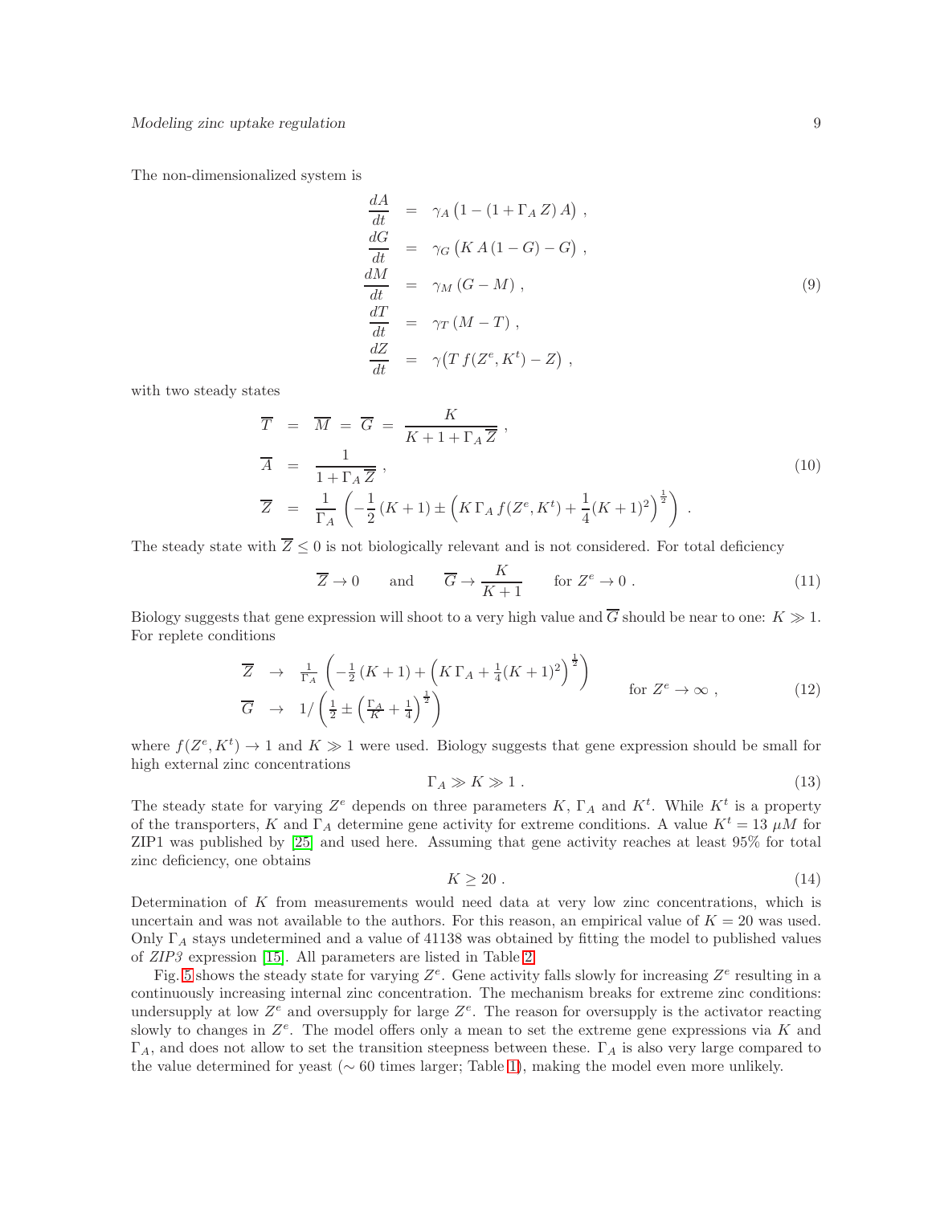The non-dimensionalized system is

$$
\begin{aligned}
\frac{dA}{dt} &= \gamma_A \left(1 - (1 + \Gamma_A\, Z)\, A\right) , \\
\frac{dG}{dt} &= \gamma_G \left(K\, A\, (1 - G) - G\right) , \\
\frac{dM}{dt} &= \gamma_M \left(G - M\right) , \\
\frac{dT}{dt} &= \gamma_T \left(M - T\right) , \\
\frac{dZ}{dt} &= \gamma \big(T\, f(Z^e, K^t) - Z\big) ,
\end{aligned}
\tag{9}
$$

with two steady states

$$
\begin{aligned}
\overline{T} &= \overline{M} = \overline{G} = \frac{K}{K + 1 + \Gamma_A\, \overline{Z}} , \\
\overline{A} &= \frac{1}{1 + \Gamma_A\, \overline{Z}} , \\
\overline{Z} &= \frac{1}{\Gamma_A} \left( -\frac{1}{2}(K+1) \pm \left( K\, \Gamma_A\, f(Z^e, K^t) + \frac{1}{4}(K+1)^2 \right)^{\frac{1}{2}} \right) .
\end{aligned}
\tag{10}
$$

The steady state with $\overline{Z} \leq 0$ is not biologically relevant and is not considered. For total deficiency

$$
\overline{Z} \to 0 \qquad \text{and} \qquad \overline{G} \to \frac{K}{K+1} \qquad \text{for } Z^e \to 0 . \tag{11}
$$

Biology suggests that gene expression will shoot to a very high value and $\overline{G}$ should be near to one: $K \gg 1$. For replete conditions

$$
\begin{aligned}
\overline{Z} &\to \tfrac{1}{\Gamma_A} \left( -\tfrac{1}{2}(K+1) + \left( K\, \Gamma_A + \tfrac{1}{4}(K+1)^2 \right)^{\frac{1}{2}} \right) \\
\overline{G} &\to 1 \Big/ \left( \tfrac{1}{2} \pm \left( \tfrac{\Gamma_A}{K} + \tfrac{1}{4} \right)^{\frac{1}{2}} \right)
\end{aligned}
\qquad \text{for } Z^e \to \infty , \tag{12}
$$

where $f(Z^e, K^t) \to 1$ and $K \gg 1$ were used. Biology suggests that gene expression should be small for high external zinc concentrations

$$
\Gamma_A \gg K \gg 1 . \tag{13}
$$

The steady state for varying $Z^e$ depends on three parameters $K$, $\Gamma_A$ and $K^t$. While $K^t$ is a property of the transporters, $K$ and $\Gamma_A$ determine gene activity for extreme conditions. A value $K^t = 13\ \mu M$ for ZIP1 was published by [25] and used here. Assuming that gene activity reaches at least 95% for total zinc deficiency, one obtains

$$
K \geq 20 . \tag{14}
$$

Determination of $K$ from measurements would need data at very low zinc concentrations, which is uncertain and was not available to the authors. For this reason, an empirical value of $K = 20$ was used. Only $\Gamma_A$ stays undetermined and a value of 41138 was obtained by fitting the model to published values of *ZIP3* expression [15]. All parameters are listed in Table 2.

Fig. 5 shows the steady state for varying $Z^e$. Gene activity falls slowly for increasing $Z^e$ resulting in a continuously increasing internal zinc concentration. The mechanism breaks for extreme zinc conditions: undersupply at low $Z^e$ and oversupply for large $Z^e$. The reason for oversupply is the activator reacting slowly to changes in $Z^e$. The model offers only a mean to set the extreme gene expressions via $K$ and $\Gamma_A$, and does not allow to set the transition steepness between these. $\Gamma_A$ is also very large compared to the value determined for yeast ($\sim 60$ times larger; Table 1), making the model even more unlikely.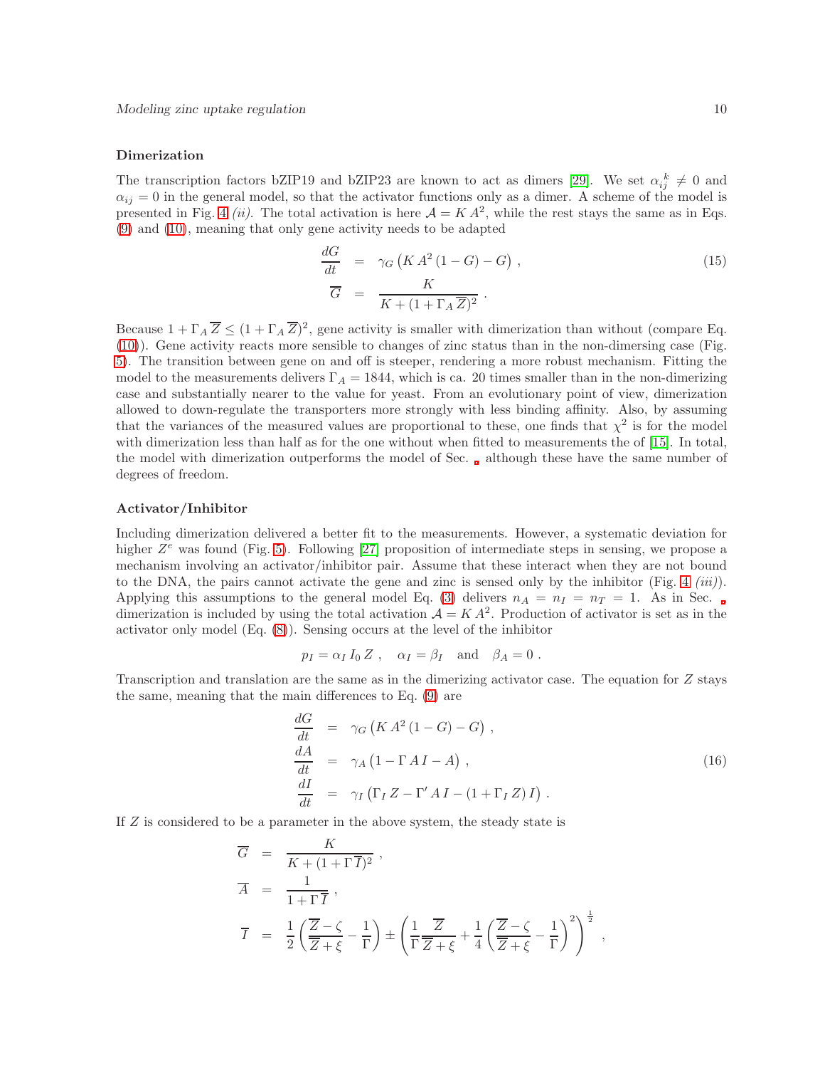### Dimerization

The transcription factors bZIP19 and bZIP23 are known to act as dimers [29]. We set $\alpha_{ij}^{\,k} \neq 0$ and $\alpha_{ij} = 0$ in the general model, so that the activator functions only as a dimer. A scheme of the model is presented in Fig. 4 *(ii)*. The total activation is here $\mathcal{A} = K\,A^2$, while the rest stays the same as in Eqs. (9) and (10), meaning that only gene activity needs to be adapted

$$
\begin{aligned}
\frac{dG}{dt} &= \gamma_G \left( K\,A^2\,(1-G) - G \right) , \\
\overline{G} &= \frac{K}{K + (1 + \Gamma_A\,\overline{Z})^2} .
\end{aligned}
\tag{15}
$$

Because $1 + \Gamma_A\,\overline{Z} \leq (1 + \Gamma_A\,\overline{Z})^2$, gene activity is smaller with dimerization than without (compare Eq. (10)). Gene activity reacts more sensible to changes of zinc status than in the non-dimersing case (Fig. 5). The transition between gene on and off is steeper, rendering a more robust mechanism. Fitting the model to the measurements delivers $\Gamma_A = 1844$, which is ca. 20 times smaller than in the non-dimerizing case and substantially nearer to the value for yeast. From an evolutionary point of view, dimerization allowed to down-regulate the transporters more strongly with less binding affinity. Also, by assuming that the variances of the measured values are proportional to these, one finds that $\chi^2$ is for the model with dimerization less than half as for the one without when fitted to measurements the of [15]. In total, the model with dimerization outperforms the model of Sec. , although these have the same number of degrees of freedom.

### Activator/Inhibitor

Including dimerization delivered a better fit to the measurements. However, a systematic deviation for higher $Z^e$ was found (Fig. 5). Following [27] proposition of intermediate steps in sensing, we propose a mechanism involving an activator/inhibitor pair. Assume that these interact when they are not bound to the DNA, the pairs cannot activate the gene and zinc is sensed only by the inhibitor (Fig. 4 *(iii)*). Applying this assumptions to the general model Eq. (3) delivers $n_A = n_I = n_T = 1$. As in Sec. dimerization is included by using the total activation $\mathcal{A} = K\,A^2$. Production of activator is set as in the activator only model (Eq. (8)). Sensing occurs at the level of the inhibitor

$$
p_I = \alpha_I\,I_0\,Z\ , \quad \alpha_I = \beta_I \quad \text{and} \quad \beta_A = 0\ .
$$

Transcription and translation are the same as in the dimerizing activator case. The equation for $Z$ stays the same, meaning that the main differences to Eq. (9) are

$$
\begin{aligned}
\frac{dG}{dt} &= \gamma_G \left( K\,A^2\,(1-G) - G \right) , \\
\frac{dA}{dt} &= \gamma_A \left( 1 - \Gamma\,A\,I - A \right) , \\
\frac{dI}{dt} &= \gamma_I \left( \Gamma_I\,Z - \Gamma'\,A\,I - (1 + \Gamma_I\,Z)\,I \right) .
\end{aligned}
\tag{16}
$$

If $Z$ is considered to be a parameter in the above system, the steady state is

$$
\begin{aligned}
\overline{G} &= \frac{K}{K + (1 + \Gamma\,\overline{I})^2}\ , \\
\overline{A} &= \frac{1}{1 + \Gamma\,\overline{I}}\ , \\
\overline{I} &= \frac{1}{2}\left( \frac{\overline{Z} - \zeta}{\overline{Z} + \xi} - \frac{1}{\Gamma} \right) \pm \left( \frac{1}{\Gamma}\frac{\overline{Z}}{\overline{Z} + \xi} + \frac{1}{4}\left( \frac{\overline{Z} - \zeta}{\overline{Z} + \xi} - \frac{1}{\Gamma} \right)^2 \right)^{\frac{1}{2}}\ ,
\end{aligned}
$$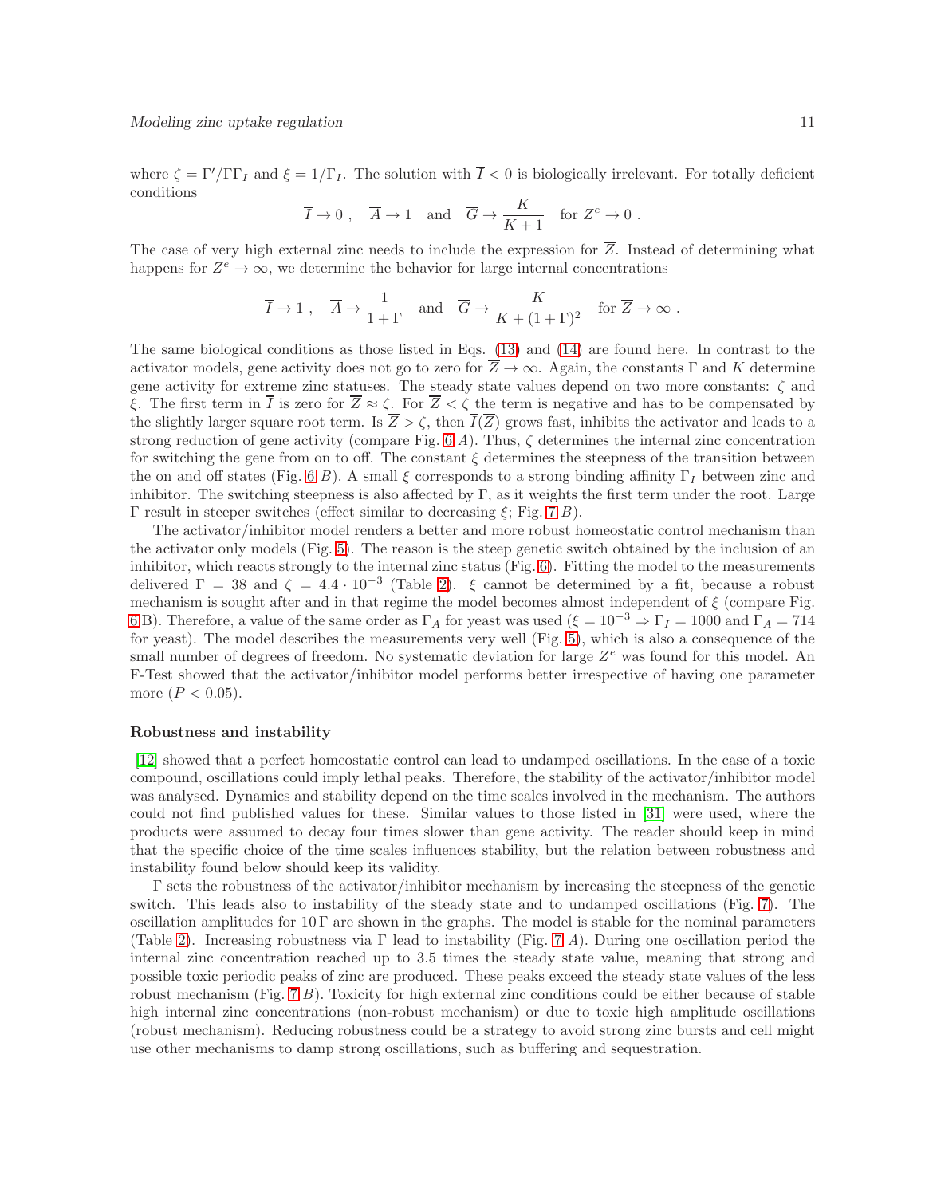where $\zeta = \Gamma'/\Gamma\Gamma_I$ and $\xi = 1/\Gamma_I$. The solution with $\overline{I} < 0$ is biologically irrelevant. For totally deficient conditions

$$\overline{I} \to 0 \ , \quad \overline{A} \to 1 \quad \text{and} \quad \overline{G} \to \frac{K}{K+1} \quad \text{for } Z^e \to 0 \ .$$

The case of very high external zinc needs to include the expression for $\overline{Z}$. Instead of determining what happens for $Z^e \to \infty$, we determine the behavior for large internal concentrations

$$\overline{I} \to 1 \ , \quad \overline{A} \to \frac{1}{1+\Gamma} \quad \text{and} \quad \overline{G} \to \frac{K}{K+(1+\Gamma)^2} \quad \text{for } \overline{Z} \to \infty \ .$$

The same biological conditions as those listed in Eqs. (13) and (14) are found here. In contrast to the activator models, gene activity does not go to zero for $\overline{Z} \to \infty$. Again, the constants $\Gamma$ and $K$ determine gene activity for extreme zinc statuses. The steady state values depend on two more constants: $\zeta$ and $\xi$. The first term in $\overline{I}$ is zero for $\overline{Z} \approx \zeta$. For $\overline{Z} < \zeta$ the term is negative and has to be compensated by the slightly larger square root term. Is $\overline{Z} > \zeta$, then $\overline{I}(\overline{Z})$ grows fast, inhibits the activator and leads to a strong reduction of gene activity (compare Fig. 6 *A*). Thus, $\zeta$ determines the internal zinc concentration for switching the gene from on to off. The constant $\xi$ determines the steepness of the transition between the on and off states (Fig. 6 *B*). A small $\xi$ corresponds to a strong binding affinity $\Gamma_I$ between zinc and inhibitor. The switching steepness is also affected by $\Gamma$, as it weights the first term under the root. Large $\Gamma$ result in steeper switches (effect similar to decreasing $\xi$; Fig. 7 *B*).

The activator/inhibitor model renders a better and more robust homeostatic control mechanism than the activator only models (Fig. 5). The reason is the steep genetic switch obtained by the inclusion of an inhibitor, which reacts strongly to the internal zinc status (Fig. 6). Fitting the model to the measurements delivered $\Gamma = 38$ and $\zeta = 4.4 \cdot 10^{-3}$ (Table 2). $\xi$ cannot be determined by a fit, because a robust mechanism is sought after and in that regime the model becomes almost independent of $\xi$ (compare Fig. 6B). Therefore, a value of the same order as $\Gamma_A$ for yeast was used ($\xi = 10^{-3} \Rightarrow \Gamma_I = 1000$ and $\Gamma_A = 714$ for yeast). The model describes the measurements very well (Fig. 5), which is also a consequence of the small number of degrees of freedom. No systematic deviation for large $Z^e$ was found for this model. An F-Test showed that the activator/inhibitor model performs better irrespective of having one parameter more ($P < 0.05$).

### Robustness and instability

[12] showed that a perfect homeostatic control can lead to undamped oscillations. In the case of a toxic compound, oscillations could imply lethal peaks. Therefore, the stability of the activator/inhibitor model was analysed. Dynamics and stability depend on the time scales involved in the mechanism. The authors could not find published values for these. Similar values to those listed in [31] were used, where the products were assumed to decay four times slower than gene activity. The reader should keep in mind that the specific choice of the time scales influences stability, but the relation between robustness and instability found below should keep its validity.

$\Gamma$ sets the robustness of the activator/inhibitor mechanism by increasing the steepness of the genetic switch. This leads also to instability of the steady state and to undamped oscillations (Fig. 7). The oscillation amplitudes for $10\,\Gamma$ are shown in the graphs. The model is stable for the nominal parameters (Table 2). Increasing robustness via $\Gamma$ lead to instability (Fig. 7 *A*). During one oscillation period the internal zinc concentration reached up to 3.5 times the steady state value, meaning that strong and possible toxic periodic peaks of zinc are produced. These peaks exceed the steady state values of the less robust mechanism (Fig. 7 *B*). Toxicity for high external zinc conditions could be either because of stable high internal zinc concentrations (non-robust mechanism) or due to toxic high amplitude oscillations (robust mechanism). Reducing robustness could be a strategy to avoid strong zinc bursts and cell might use other mechanisms to damp strong oscillations, such as buffering and sequestration.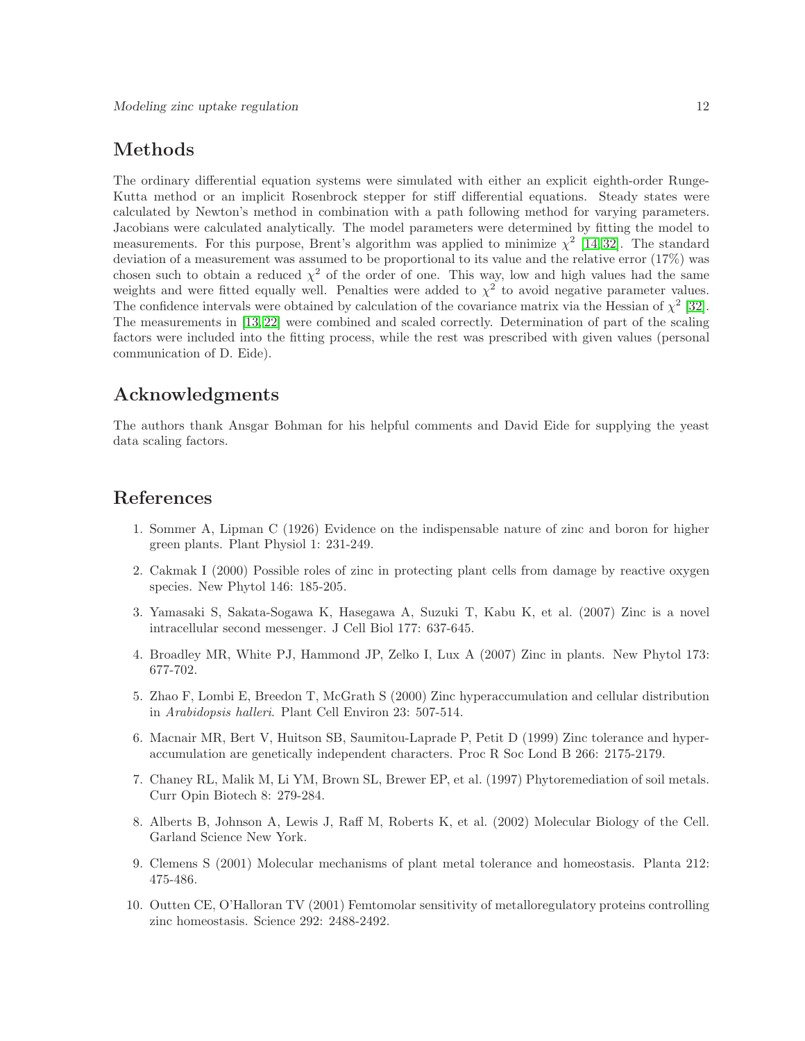# Methods

The ordinary differential equation systems were simulated with either an explicit eighth-order Runge-Kutta method or an implicit Rosenbrock stepper for stiff differential equations. Steady states were calculated by Newton's method in combination with a path following method for varying parameters. Jacobians were calculated analytically. The model parameters were determined by fitting the model to measurements. For this purpose, Brent's algorithm was applied to minimize $\chi^2$ [14, 32]. The standard deviation of a measurement was assumed to be proportional to its value and the relative error (17%) was chosen such to obtain a reduced $\chi^2$ of the order of one. This way, low and high values had the same weights and were fitted equally well. Penalties were added to $\chi^2$ to avoid negative parameter values. The confidence intervals were obtained by calculation of the covariance matrix via the Hessian of $\chi^2$ [32]. The measurements in [13, 22] were combined and scaled correctly. Determination of part of the scaling factors were included into the fitting process, while the rest was prescribed with given values (personal communication of D. Eide).

# Acknowledgments

The authors thank Ansgar Bohman for his helpful comments and David Eide for supplying the yeast data scaling factors.

# References

1. Sommer A, Lipman C (1926) Evidence on the indispensable nature of zinc and boron for higher green plants. Plant Physiol 1: 231-249.

2. Cakmak I (2000) Possible roles of zinc in protecting plant cells from damage by reactive oxygen species. New Phytol 146: 185-205.

3. Yamasaki S, Sakata-Sogawa K, Hasegawa A, Suzuki T, Kabu K, et al. (2007) Zinc is a novel intracellular second messenger. J Cell Biol 177: 637-645.

4. Broadley MR, White PJ, Hammond JP, Zelko I, Lux A (2007) Zinc in plants. New Phytol 173: 677-702.

5. Zhao F, Lombi E, Breedon T, McGrath S (2000) Zinc hyperaccumulation and cellular distribution in *Arabidopsis halleri*. Plant Cell Environ 23: 507-514.

6. Macnair MR, Bert V, Huitson SB, Saumitou-Laprade P, Petit D (1999) Zinc tolerance and hyperaccumulation are genetically independent characters. Proc R Soc Lond B 266: 2175-2179.

7. Chaney RL, Malik M, Li YM, Brown SL, Brewer EP, et al. (1997) Phytoremediation of soil metals. Curr Opin Biotech 8: 279-284.

8. Alberts B, Johnson A, Lewis J, Raff M, Roberts K, et al. (2002) Molecular Biology of the Cell. Garland Science New York.

9. Clemens S (2001) Molecular mechanisms of plant metal tolerance and homeostasis. Planta 212: 475-486.

10. Outten CE, O'Halloran TV (2001) Femtomolar sensitivity of metalloregulatory proteins controlling zinc homeostasis. Science 292: 2488-2492.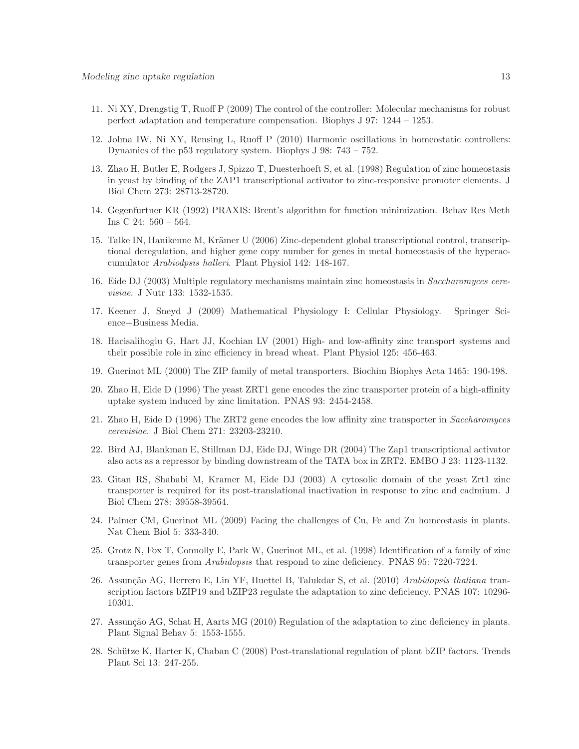11. Ni XY, Drengstig T, Ruoff P (2009) The control of the controller: Molecular mechanisms for robust perfect adaptation and temperature compensation. Biophys J 97: 1244 – 1253.

12. Jolma IW, Ni XY, Rensing L, Ruoff P (2010) Harmonic oscillations in homeostatic controllers: Dynamics of the p53 regulatory system. Biophys J 98: 743 – 752.

13. Zhao H, Butler E, Rodgers J, Spizzo T, Duesterhoeft S, et al. (1998) Regulation of zinc homeostasis in yeast by binding of the ZAP1 transcriptional activator to zinc-responsive promoter elements. J Biol Chem 273: 28713-28720.

14. Gegenfurtner KR (1992) PRAXIS: Brent's algorithm for function minimization. Behav Res Meth Ins C 24: 560 – 564.

15. Talke IN, Hanikenne M, Krämer U (2006) Zinc-dependent global transcriptional control, transcriptional deregulation, and higher gene copy number for genes in metal homeostasis of the hyperaccumulator *Arabiodpsis halleri*. Plant Physiol 142: 148-167.

16. Eide DJ (2003) Multiple regulatory mechanisms maintain zinc homeostasis in *Saccharomyces cerevisiae*. J Nutr 133: 1532-1535.

17. Keener J, Sneyd J (2009) Mathematical Physiology I: Cellular Physiology. Springer Science+Business Media.

18. Hacisalihoglu G, Hart JJ, Kochian LV (2001) High- and low-affinity zinc transport systems and their possible role in zinc efficiency in bread wheat. Plant Physiol 125: 456-463.

19. Guerinot ML (2000) The ZIP family of metal transporters. Biochim Biophys Acta 1465: 190-198.

20. Zhao H, Eide D (1996) The yeast ZRT1 gene encodes the zinc transporter protein of a high-affinity uptake system induced by zinc limitation. PNAS 93: 2454-2458.

21. Zhao H, Eide D (1996) The ZRT2 gene encodes the low affinity zinc transporter in *Saccharomyces cerevisiae*. J Biol Chem 271: 23203-23210.

22. Bird AJ, Blankman E, Stillman DJ, Eide DJ, Winge DR (2004) The Zap1 transcriptional activator also acts as a repressor by binding downstream of the TATA box in ZRT2. EMBO J 23: 1123-1132.

23. Gitan RS, Shababi M, Kramer M, Eide DJ (2003) A cytosolic domain of the yeast Zrt1 zinc transporter is required for its post-translational inactivation in response to zinc and cadmium. J Biol Chem 278: 39558-39564.

24. Palmer CM, Guerinot ML (2009) Facing the challenges of Cu, Fe and Zn homeostasis in plants. Nat Chem Biol 5: 333-340.

25. Grotz N, Fox T, Connolly E, Park W, Guerinot ML, et al. (1998) Identification of a family of zinc transporter genes from *Arabidopsis* that respond to zinc deficiency. PNAS 95: 7220-7224.

26. Assunção AG, Herrero E, Lin YF, Huettel B, Talukdar S, et al. (2010) *Arabidopsis thaliana* transcription factors bZIP19 and bZIP23 regulate the adaptation to zinc deficiency. PNAS 107: 10296-10301.

27. Assunção AG, Schat H, Aarts MG (2010) Regulation of the adaptation to zinc deficiency in plants. Plant Signal Behav 5: 1553-1555.

28. Schütze K, Harter K, Chaban C (2008) Post-translational regulation of plant bZIP factors. Trends Plant Sci 13: 247-255.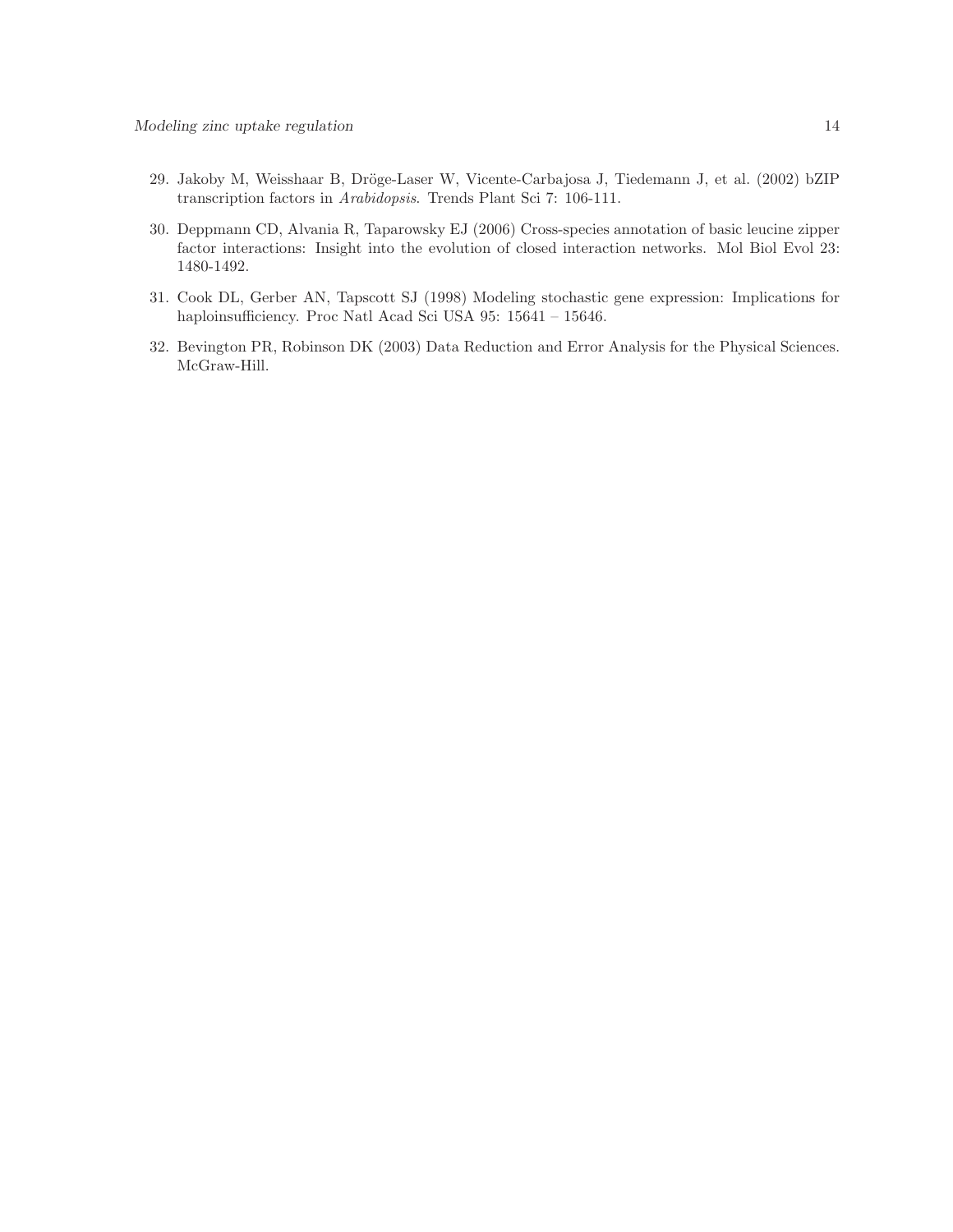29. Jakoby M, Weisshaar B, Dröge-Laser W, Vicente-Carbajosa J, Tiedemann J, et al. (2002) bZIP transcription factors in *Arabidopsis*. Trends Plant Sci 7: 106-111.

30. Deppmann CD, Alvania R, Taparowsky EJ (2006) Cross-species annotation of basic leucine zipper factor interactions: Insight into the evolution of closed interaction networks. Mol Biol Evol 23: 1480-1492.

31. Cook DL, Gerber AN, Tapscott SJ (1998) Modeling stochastic gene expression: Implications for haploinsufficiency. Proc Natl Acad Sci USA 95: 15641 – 15646.

32. Bevington PR, Robinson DK (2003) Data Reduction and Error Analysis for the Physical Sciences. McGraw-Hill.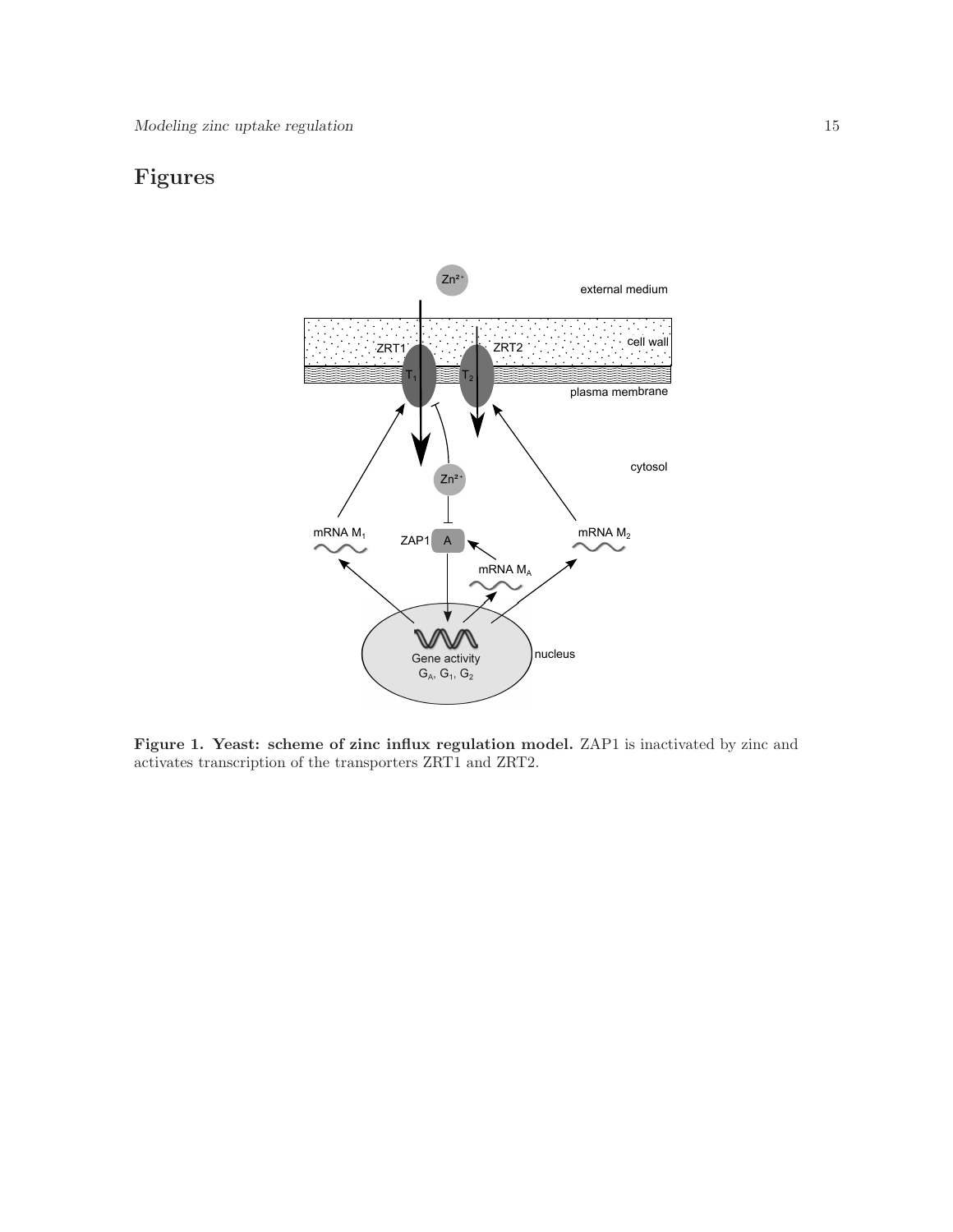# Figures

**Figure 1. Yeast: scheme of zinc influx regulation model.** ZAP1 is inactivated by zinc and activates transcription of the transporters ZRT1 and ZRT2.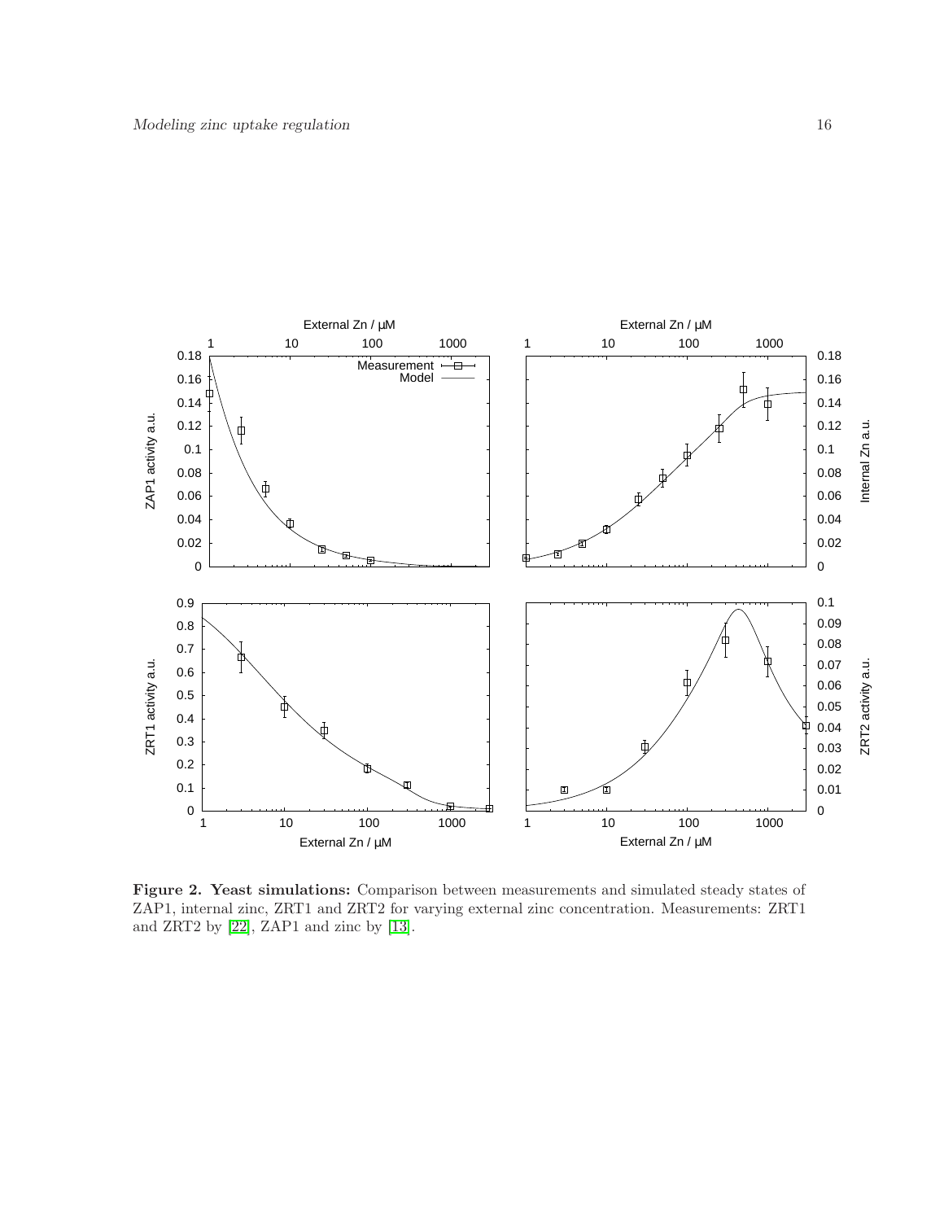**Figure 2. Yeast simulations:** Comparison between measurements and simulated steady states of ZAP1, internal zinc, ZRT1 and ZRT2 for varying external zinc concentration. Measurements: ZRT1 and ZRT2 by [22], ZAP1 and zinc by [13].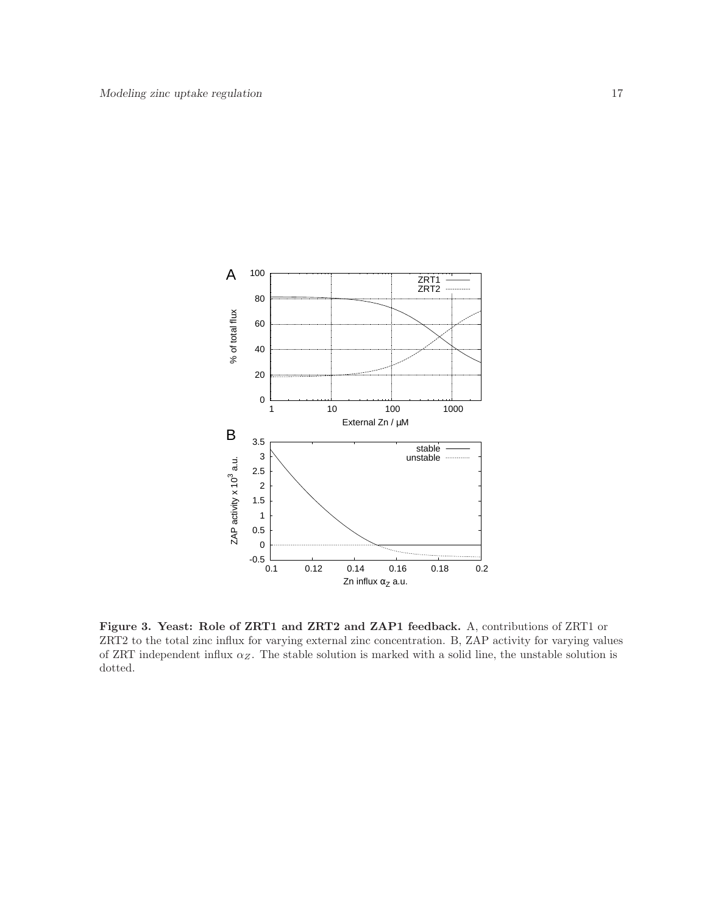**Figure 3. Yeast: Role of ZRT1 and ZRT2 and ZAP1 feedback.** A, contributions of ZRT1 or ZRT2 to the total zinc influx for varying external zinc concentration. B, ZAP activity for varying values of ZRT independent influx $\alpha_Z$. The stable solution is marked with a solid line, the unstable solution is dotted.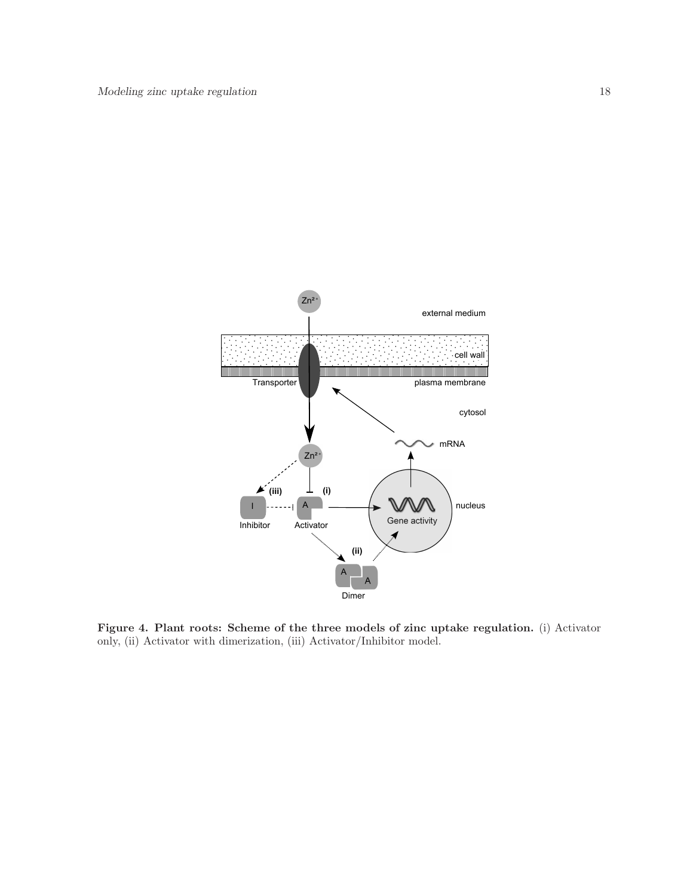**Figure 4. Plant roots: Scheme of the three models of zinc uptake regulation.** (i) Activator only, (ii) Activator with dimerization, (iii) Activator/Inhibitor model.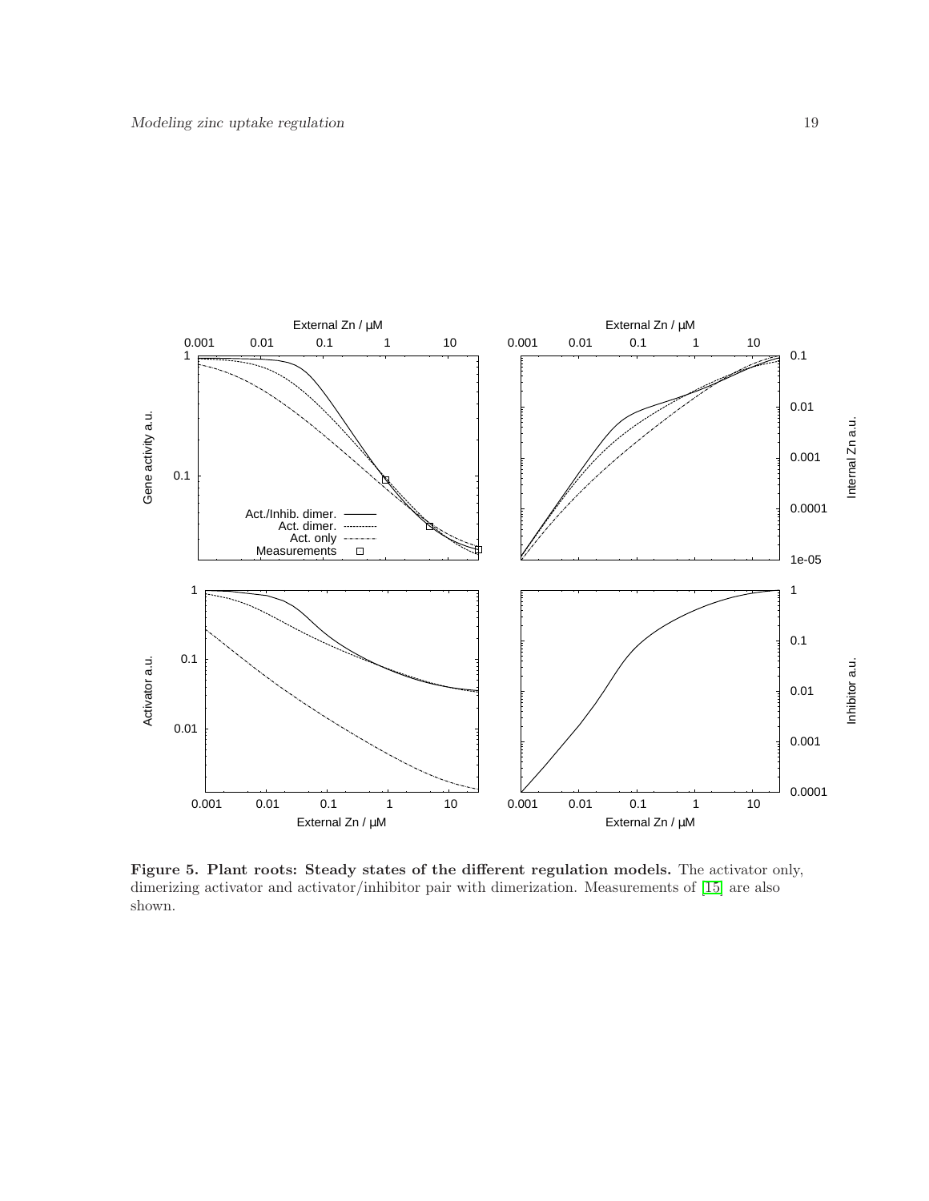**Figure 5. Plant roots: Steady states of the different regulation models.** The activator only, dimerizing activator and activator/inhibitor pair with dimerization. Measurements of [15] are also shown.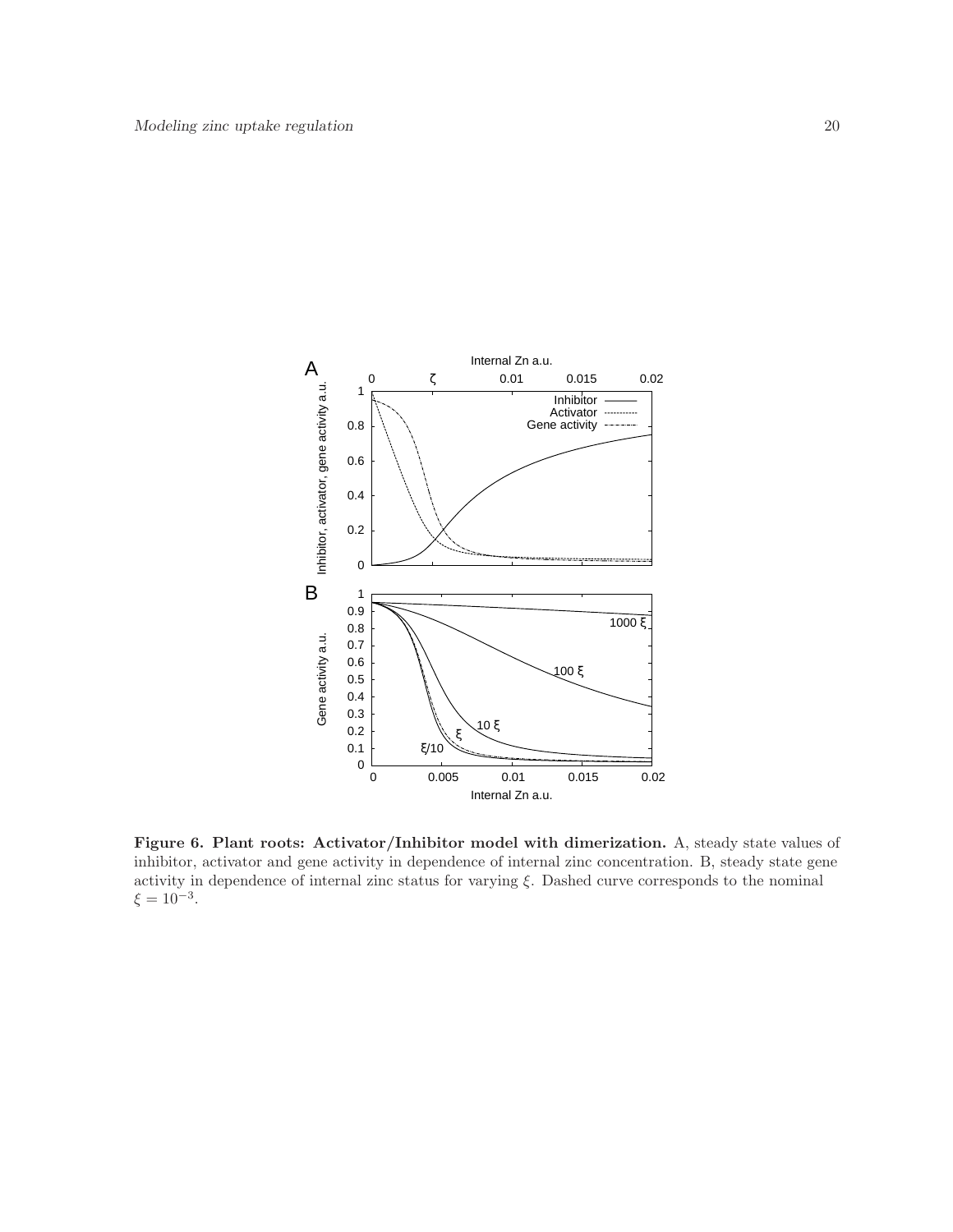**Figure 6. Plant roots: Activator/Inhibitor model with dimerization.** A, steady state values of inhibitor, activator and gene activity in dependence of internal zinc concentration. B, steady state gene activity in dependence of internal zinc status for varying $\xi$. Dashed curve corresponds to the nominal $\xi = 10^{-3}$.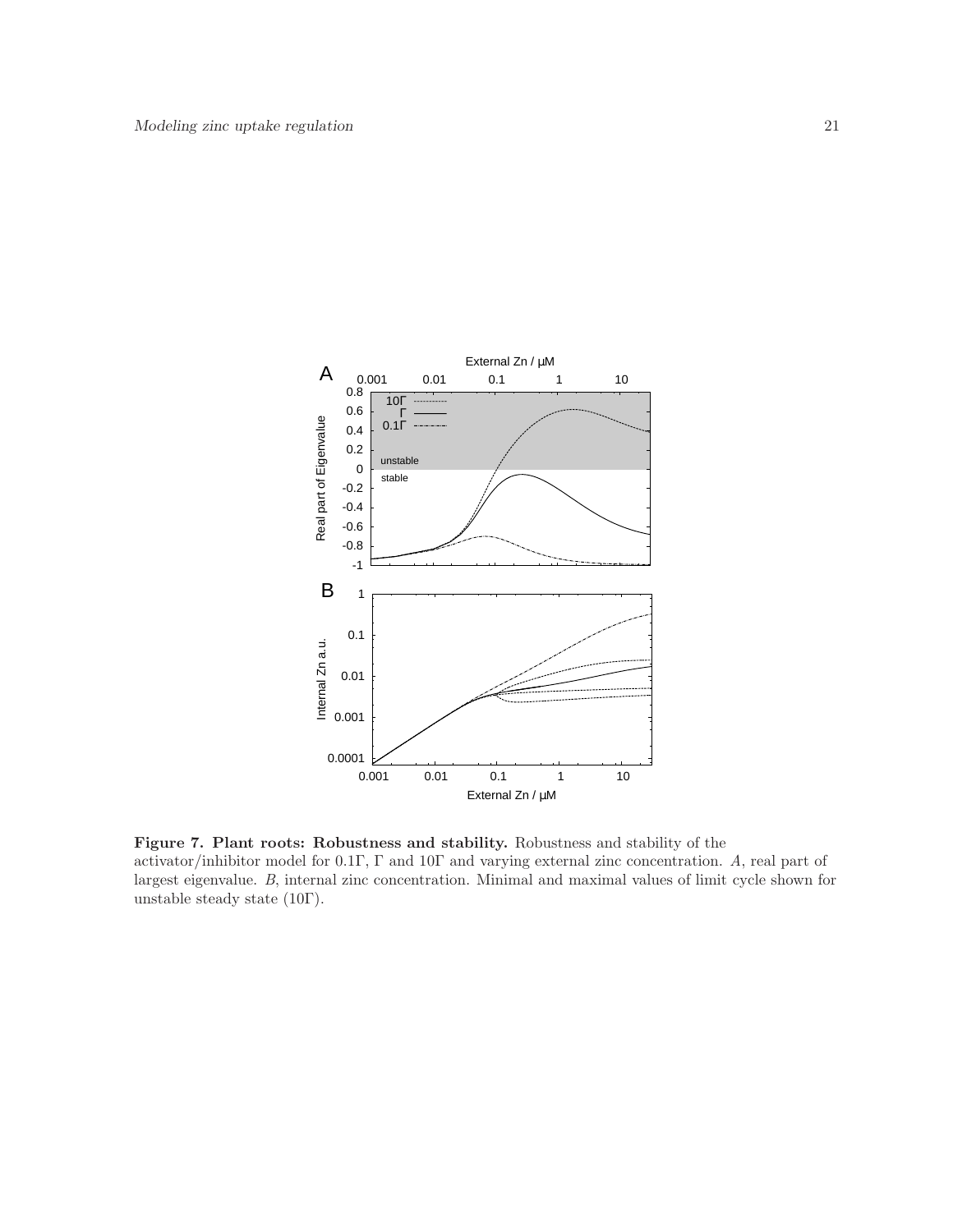**Figure 7. Plant roots: Robustness and stability.** Robustness and stability of the activator/inhibitor model for $0.1\Gamma$, $\Gamma$ and $10\Gamma$ and varying external zinc concentration. *A*, real part of largest eigenvalue. *B*, internal zinc concentration. Minimal and maximal values of limit cycle shown for unstable steady state ($10\Gamma$).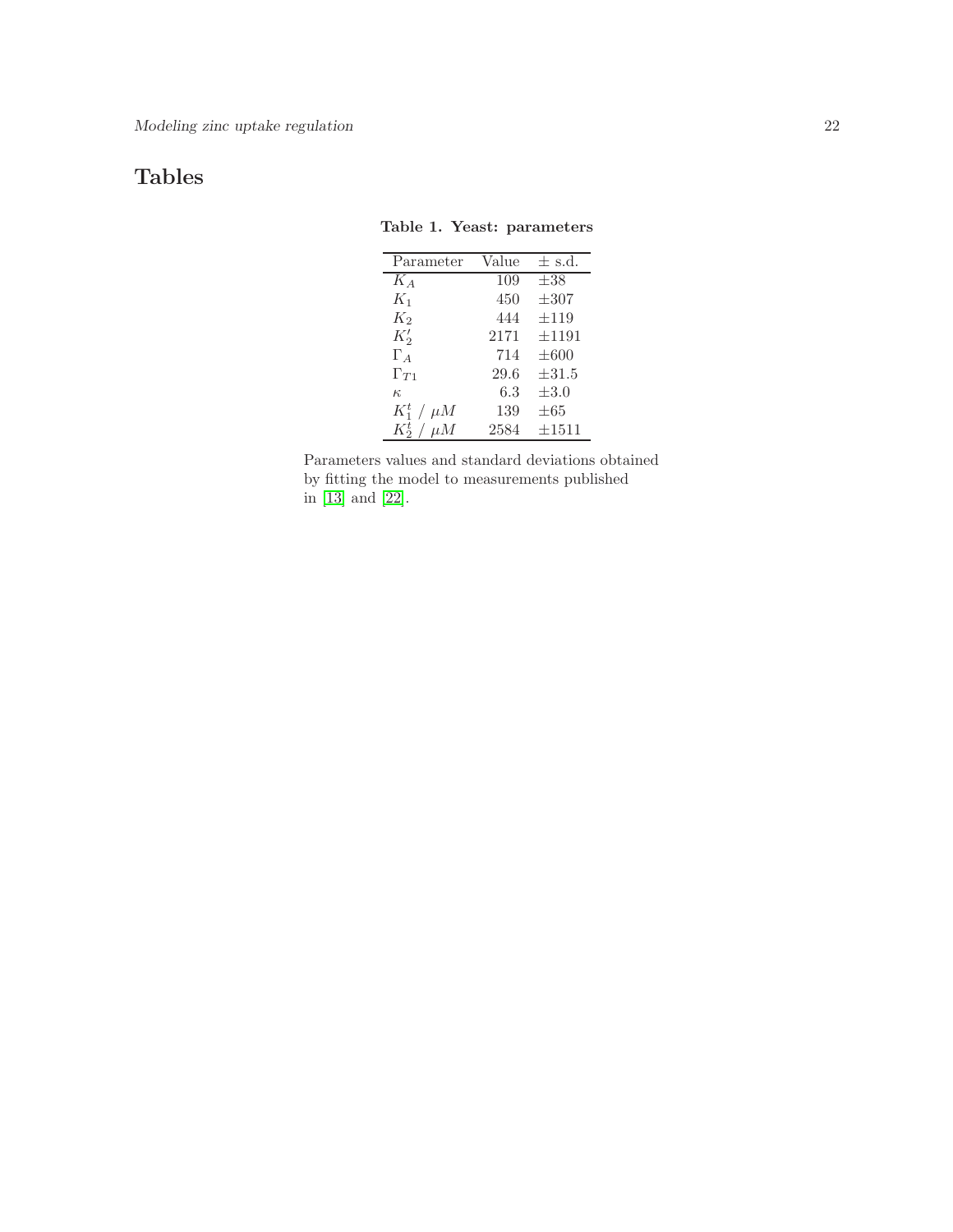## Tables

**Table 1. Yeast: parameters**

| Parameter | Value | ± s.d. |
|---|---|---|
| $K_A$ | 109 | ±38 |
| $K_1$ | 450 | ±307 |
| $K_2$ | 444 | ±119 |
| $K_2'$ | 2171 | ±1191 |
| $\Gamma_A$ | 714 | ±600 |
| $\Gamma_{T1}$ | 29.6 | ±31.5 |
| $\kappa$ | 6.3 | ±3.0 |
| $K_1^t$ / $\mu M$ | 139 | ±65 |
| $K_2^t$ / $\mu M$ | 2584 | ±1511 |

Parameters values and standard deviations obtained by fitting the model to measurements published in [13] and [22].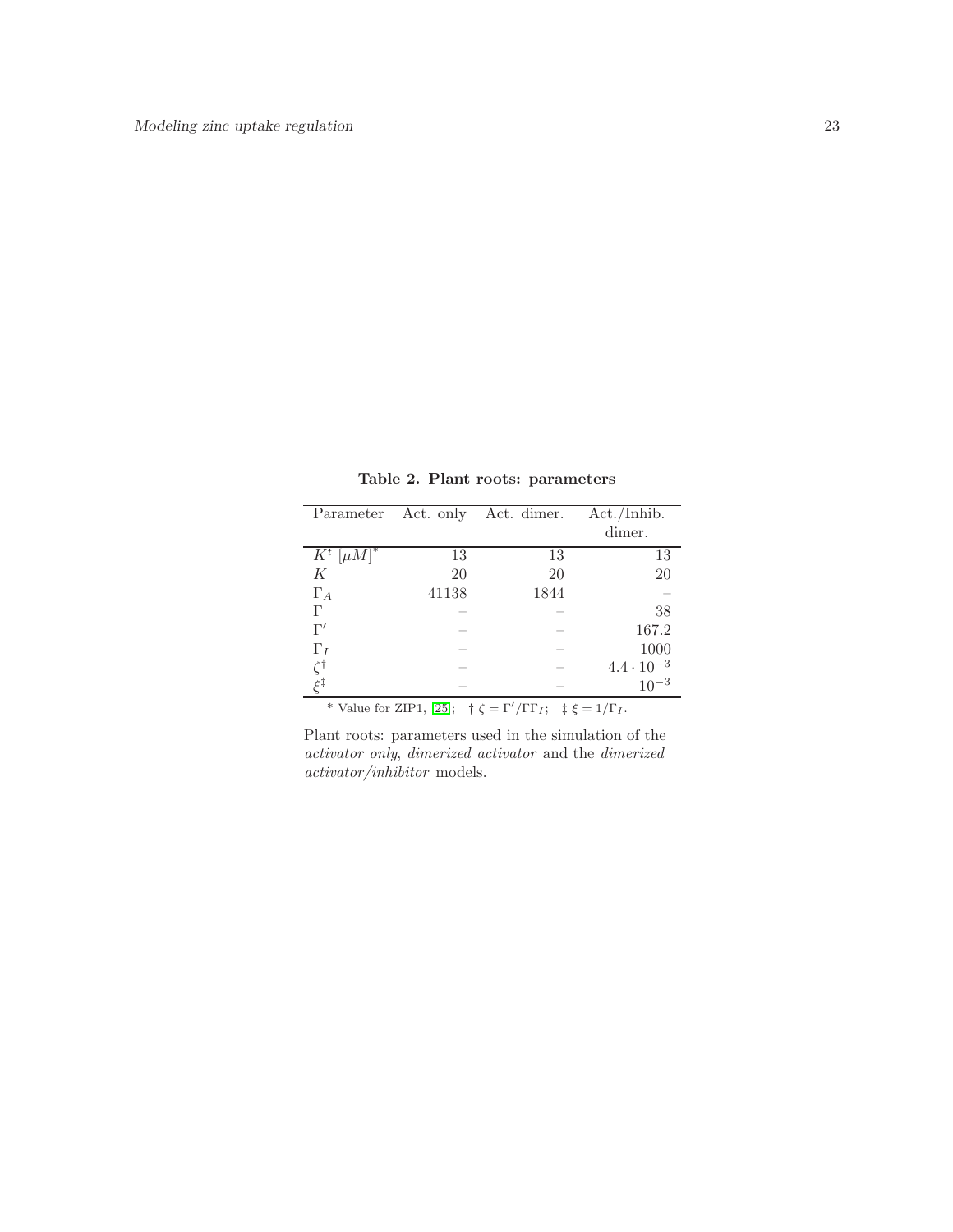**Table 2. Plant roots: parameters**

| Parameter | Act. only | Act. dimer. | Act./Inhib. dimer. |
|---|---|---|---|
| $K^t$ $[\mu M]^*$ | 13 | 13 | 13 |
| $K$ | 20 | 20 | 20 |
| $\Gamma_A$ | 41138 | 1844 | – |
| $\Gamma$ | – | – | 38 |
| $\Gamma'$ | – | – | 167.2 |
| $\Gamma_I$ | – | – | 1000 |
| $\zeta^\dagger$ | – | – | $4.4 \cdot 10^{-3}$ |
| $\xi^\ddagger$ | – | – | $10^{-3}$ |

* Value for ZIP1, [25]; † $\zeta = \Gamma'/\Gamma\Gamma_I$; ‡ $\xi = 1/\Gamma_I$.

Plant roots: parameters used in the simulation of the *activator only*, *dimerized activator* and the *dimerized activator/inhibitor* models.